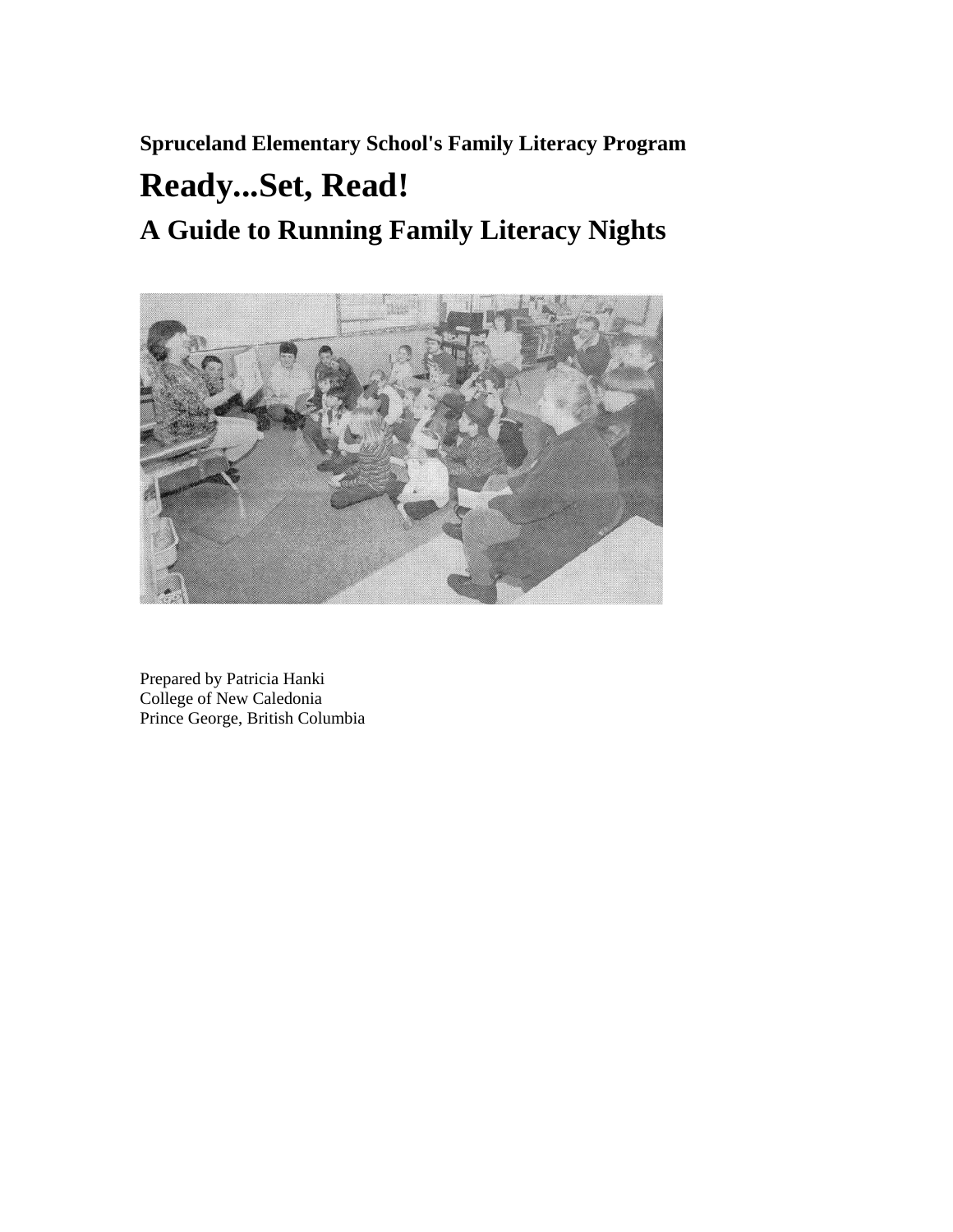**Spruceland Elementary School's Family Literacy Program**

# Ready...Set, Read!

## A Guide to Running Family Literacy Nights

Prepared by Patricia Hanki
College of New Caledonia
Prince George, British Columbia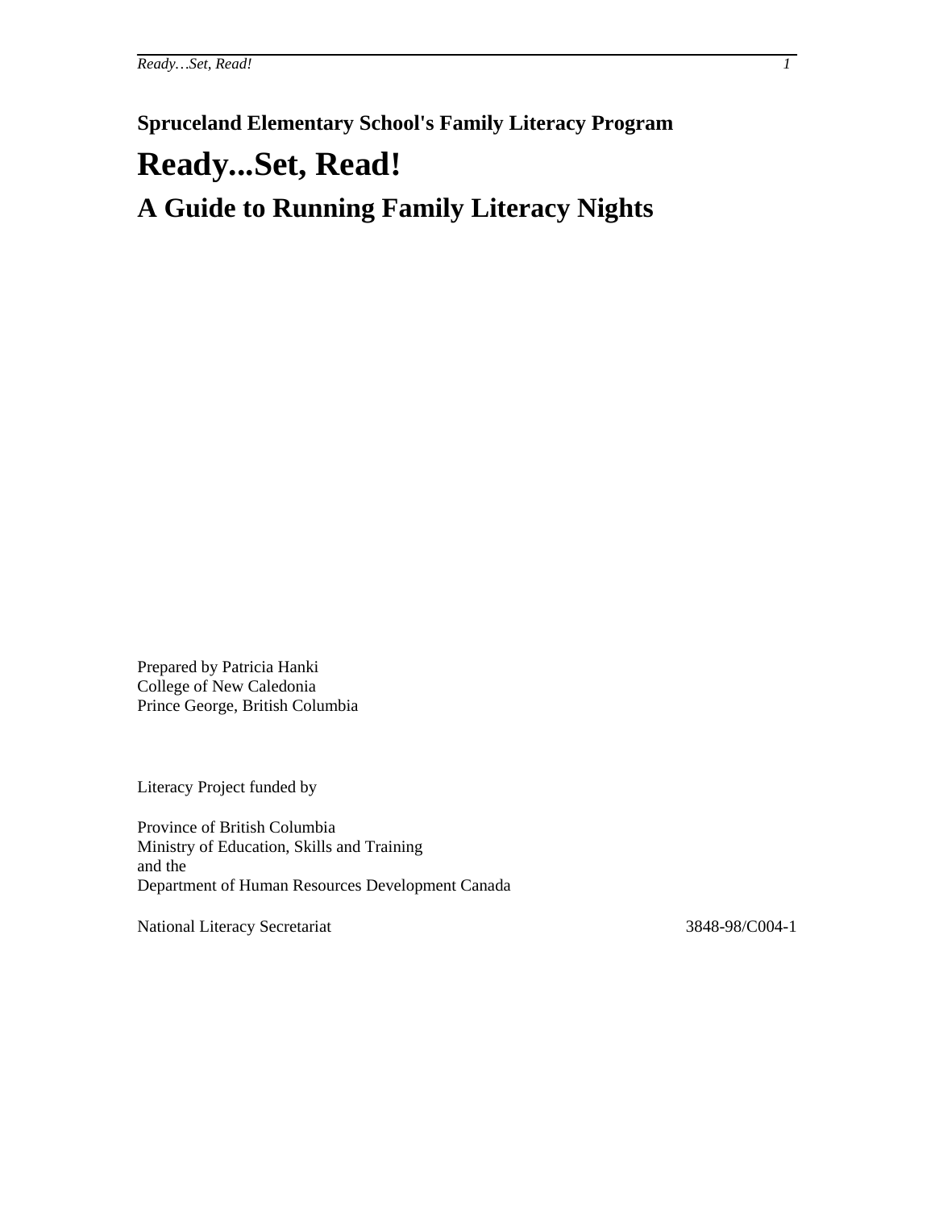**Spruceland Elementary School's Family Literacy Program**

# Ready...Set, Read!

## A Guide to Running Family Literacy Nights

Prepared by Patricia Hanki
College of New Caledonia
Prince George, British Columbia

Literacy Project funded by

Province of British Columbia
Ministry of Education, Skills and Training
and the
Department of Human Resources Development Canada

National Literacy Secretariat 3848-98/C004-1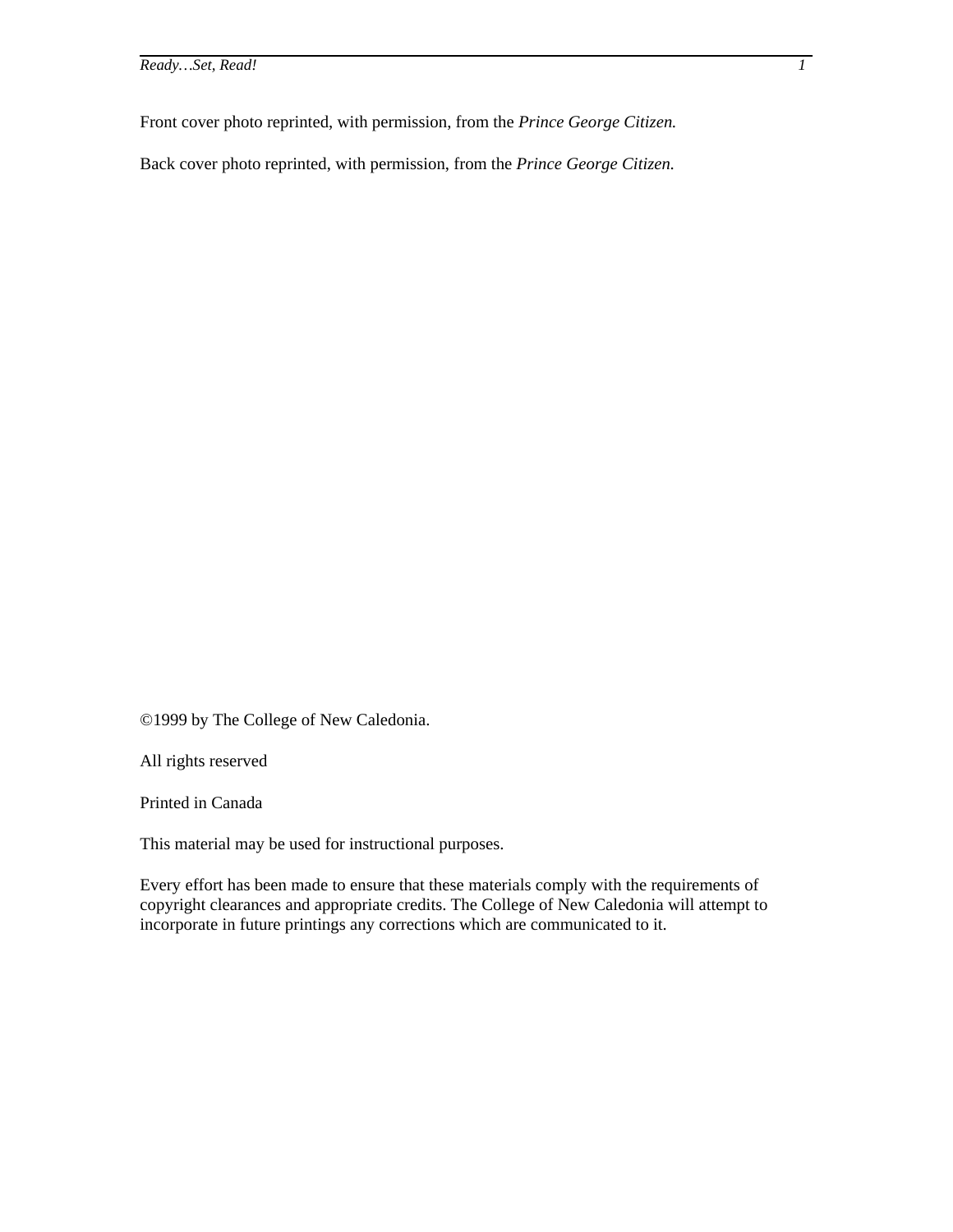Front cover photo reprinted, with permission, from the *Prince George Citizen.*

Back cover photo reprinted, with permission, from the *Prince George Citizen.*

©1999 by The College of New Caledonia.

All rights reserved

Printed in Canada

This material may be used for instructional purposes.

Every effort has been made to ensure that these materials comply with the requirements of copyright clearances and appropriate credits. The College of New Caledonia will attempt to incorporate in future printings any corrections which are communicated to it.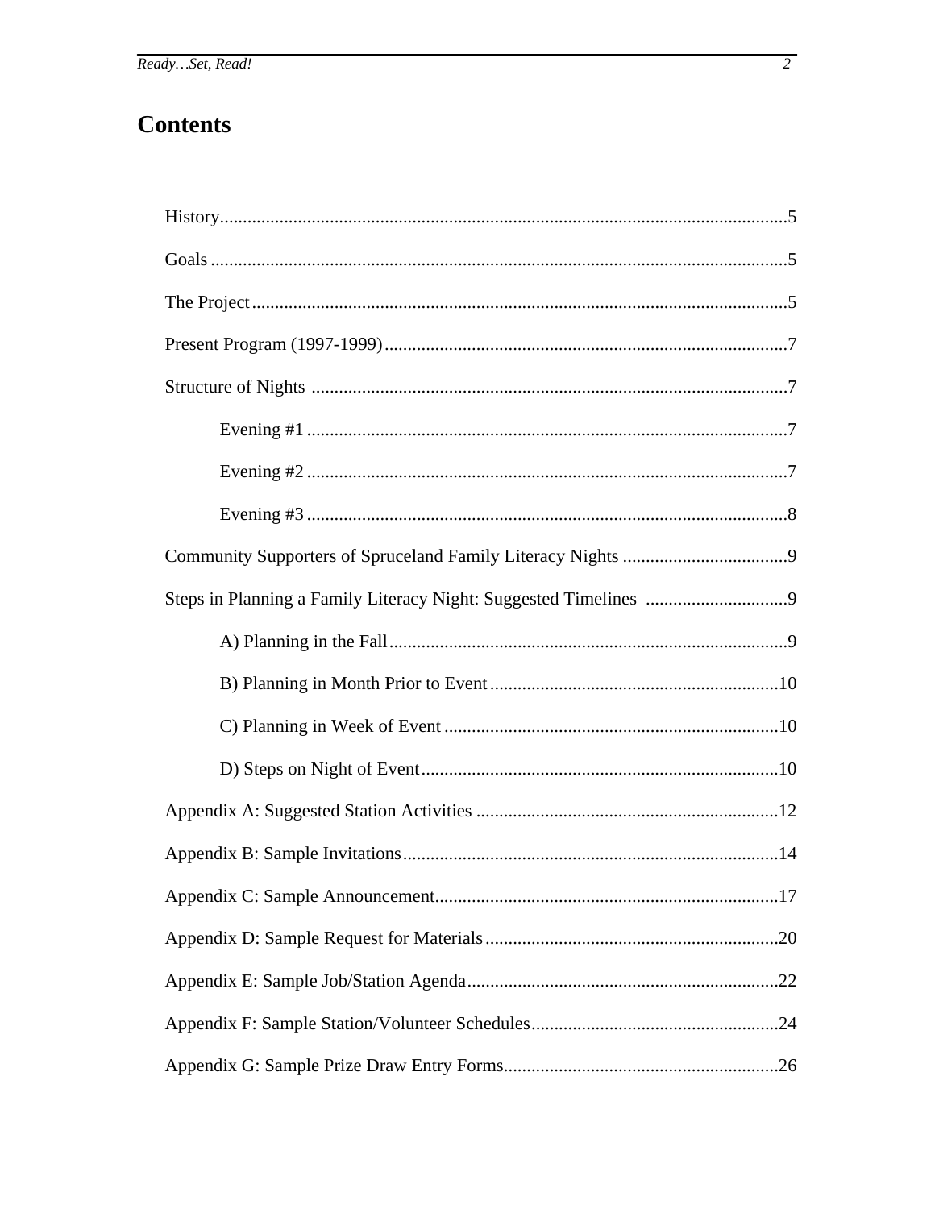# Contents

History......................................................................................................................5

Goals .........................................................................................................................5

The Project................................................................................................................5

Present Program (1997-1999)....................................................................................7

Structure of Nights ....................................................................................................7

- Evening #1 ..........................................................................................................7
- Evening #2 ..........................................................................................................7
- Evening #3 ..........................................................................................................8

Community Supporters of Spruceland Family Literacy Nights ...................................9

Steps in Planning a Family Literacy Night: Suggested Timelines ...............................9

- A) Planning in the Fall..........................................................................................9
- B) Planning in Month Prior to Event.....................................................................10
- C) Planning in Week of Event .............................................................................10
- D) Steps on Night of Event..................................................................................10

Appendix A: Suggested Station Activities ................................................................12

Appendix B: Sample Invitations................................................................................14

Appendix C: Sample Announcement.........................................................................17

Appendix D: Sample Request for Materials..............................................................20

Appendix E: Sample Job/Station Agenda..................................................................22

Appendix F: Sample Station/Volunteer Schedules.....................................................24

Appendix G: Sample Prize Draw Entry Forms...........................................................26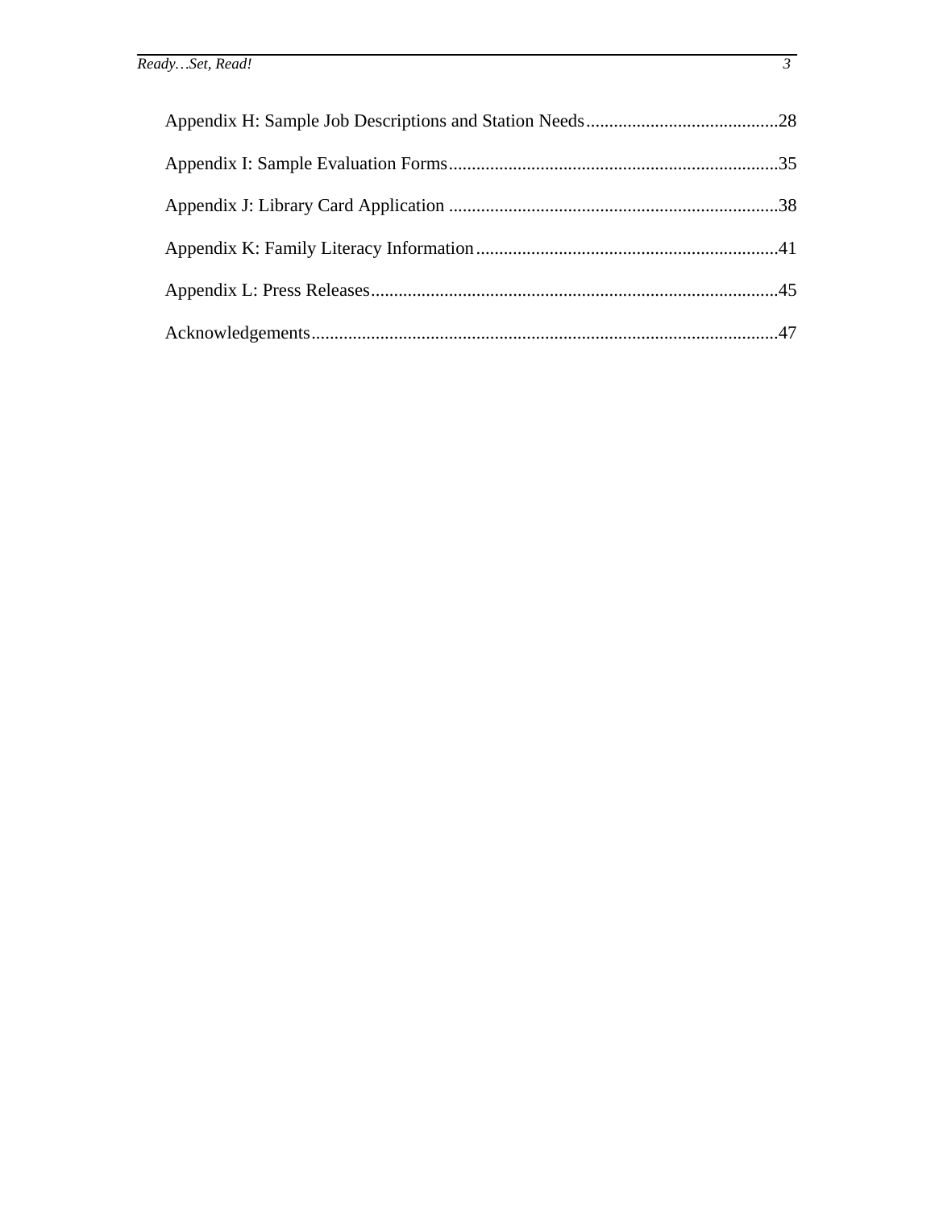Appendix H: Sample Job Descriptions and Station Needs..........................................28

Appendix I: Sample Evaluation Forms.......................................................................35

Appendix J: Library Card Application .......................................................................38

Appendix K: Family Literacy Information.................................................................41

Appendix L: Press Releases........................................................................................45

Acknowledgements.....................................................................................................47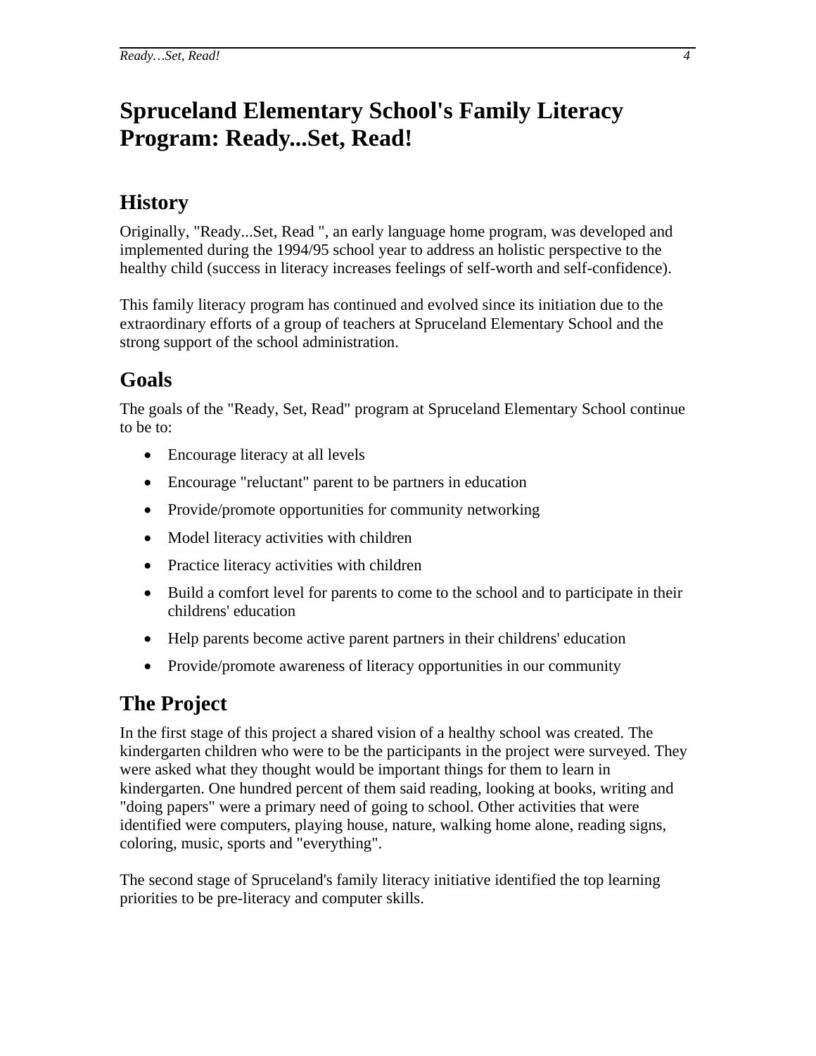# Spruceland Elementary School's Family Literacy Program: Ready...Set, Read!

## History

Originally, "Ready...Set, Read ", an early language home program, was developed and implemented during the 1994/95 school year to address an holistic perspective to the healthy child (success in literacy increases feelings of self-worth and self-confidence).

This family literacy program has continued and evolved since its initiation due to the extraordinary efforts of a group of teachers at Spruceland Elementary School and the strong support of the school administration.

## Goals

The goals of the "Ready, Set, Read" program at Spruceland Elementary School continue to be to:

- Encourage literacy at all levels
- Encourage "reluctant" parent to be partners in education
- Provide/promote opportunities for community networking
- Model literacy activities with children
- Practice literacy activities with children
- Build a comfort level for parents to come to the school and to participate in their childrens' education
- Help parents become active parent partners in their childrens' education
- Provide/promote awareness of literacy opportunities in our community

## The Project

In the first stage of this project a shared vision of a healthy school was created. The kindergarten children who were to be the participants in the project were surveyed. They were asked what they thought would be important things for them to learn in kindergarten. One hundred percent of them said reading, looking at books, writing and "doing papers" were a primary need of going to school. Other activities that were identified were computers, playing house, nature, walking home alone, reading signs, coloring, music, sports and "everything".

The second stage of Spruceland's family literacy initiative identified the top learning priorities to be pre-literacy and computer skills.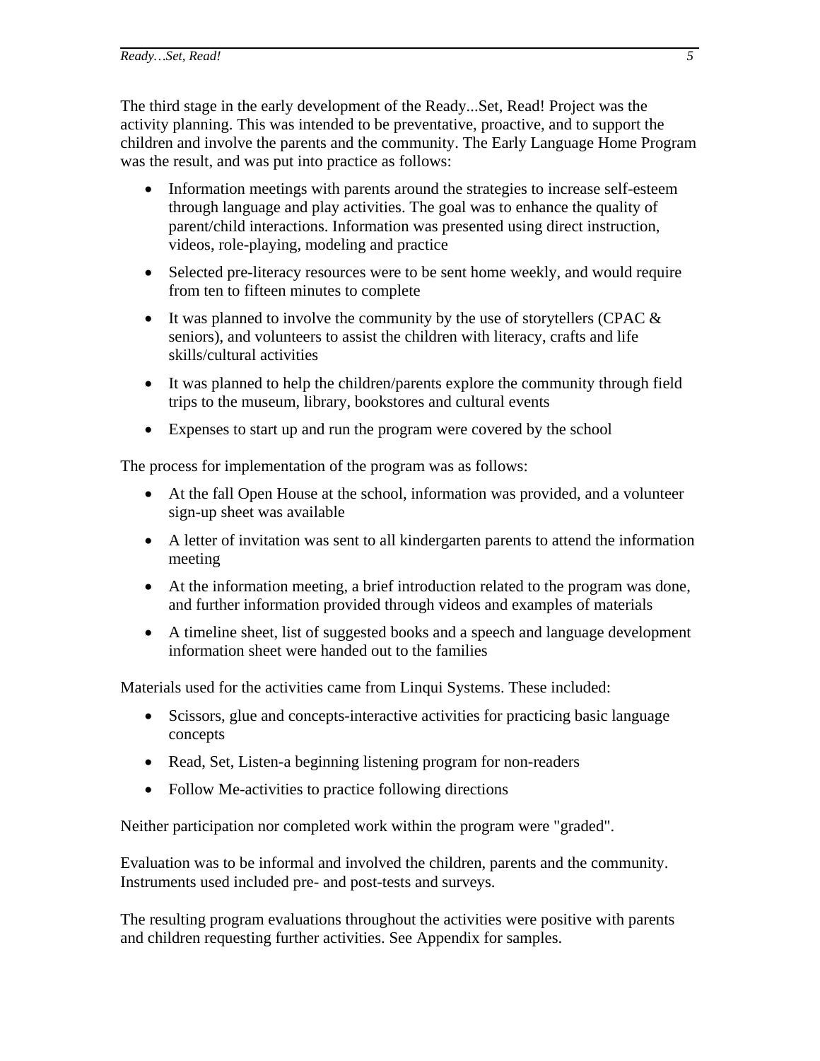The third stage in the early development of the Ready...Set, Read! Project was the activity planning. This was intended to be preventative, proactive, and to support the children and involve the parents and the community. The Early Language Home Program was the result, and was put into practice as follows:

- Information meetings with parents around the strategies to increase self-esteem through language and play activities. The goal was to enhance the quality of parent/child interactions. Information was presented using direct instruction, videos, role-playing, modeling and practice
- Selected pre-literacy resources were to be sent home weekly, and would require from ten to fifteen minutes to complete
- It was planned to involve the community by the use of storytellers (CPAC & seniors), and volunteers to assist the children with literacy, crafts and life skills/cultural activities
- It was planned to help the children/parents explore the community through field trips to the museum, library, bookstores and cultural events
- Expenses to start up and run the program were covered by the school

The process for implementation of the program was as follows:

- At the fall Open House at the school, information was provided, and a volunteer sign-up sheet was available
- A letter of invitation was sent to all kindergarten parents to attend the information meeting
- At the information meeting, a brief introduction related to the program was done, and further information provided through videos and examples of materials
- A timeline sheet, list of suggested books and a speech and language development information sheet were handed out to the families

Materials used for the activities came from Linqui Systems. These included:

- Scissors, glue and concepts-interactive activities for practicing basic language concepts
- Read, Set, Listen-a beginning listening program for non-readers
- Follow Me-activities to practice following directions

Neither participation nor completed work within the program were "graded".

Evaluation was to be informal and involved the children, parents and the community. Instruments used included pre- and post-tests and surveys.

The resulting program evaluations throughout the activities were positive with parents and children requesting further activities. See Appendix for samples.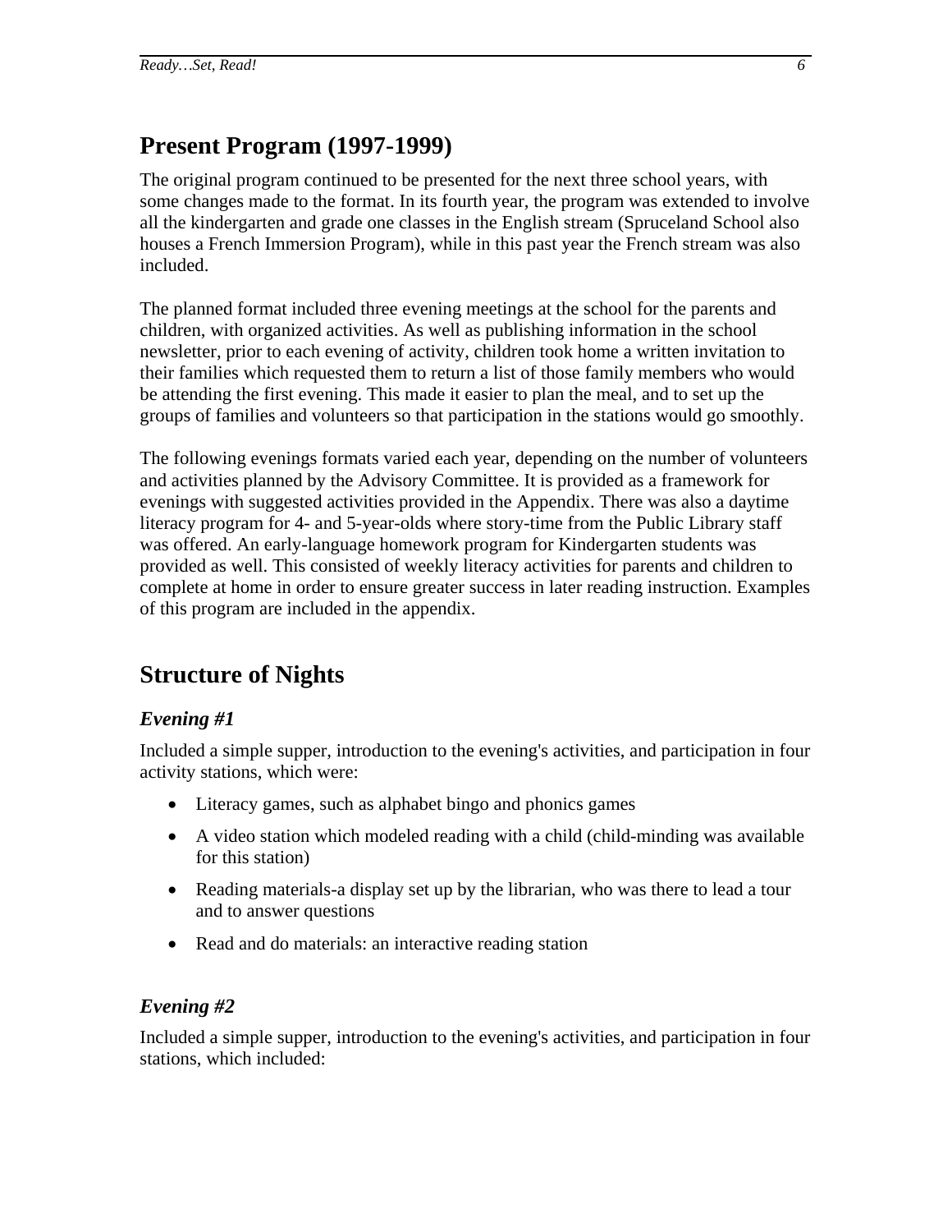## Present Program (1997-1999)

The original program continued to be presented for the next three school years, with some changes made to the format. In its fourth year, the program was extended to involve all the kindergarten and grade one classes in the English stream (Spruceland School also houses a French Immersion Program), while in this past year the French stream was also included.

The planned format included three evening meetings at the school for the parents and children, with organized activities. As well as publishing information in the school newsletter, prior to each evening of activity, children took home a written invitation to their families which requested them to return a list of those family members who would be attending the first evening. This made it easier to plan the meal, and to set up the groups of families and volunteers so that participation in the stations would go smoothly.

The following evenings formats varied each year, depending on the number of volunteers and activities planned by the Advisory Committee. It is provided as a framework for evenings with suggested activities provided in the Appendix. There was also a daytime literacy program for 4- and 5-year-olds where story-time from the Public Library staff was offered. An early-language homework program for Kindergarten students was provided as well. This consisted of weekly literacy activities for parents and children to complete at home in order to ensure greater success in later reading instruction. Examples of this program are included in the appendix.

## Structure of Nights

### *Evening #1*

Included a simple supper, introduction to the evening's activities, and participation in four activity stations, which were:

- Literacy games, such as alphabet bingo and phonics games
- A video station which modeled reading with a child (child-minding was available for this station)
- Reading materials-a display set up by the librarian, who was there to lead a tour and to answer questions
- Read and do materials: an interactive reading station

### *Evening #2*

Included a simple supper, introduction to the evening's activities, and participation in four stations, which included: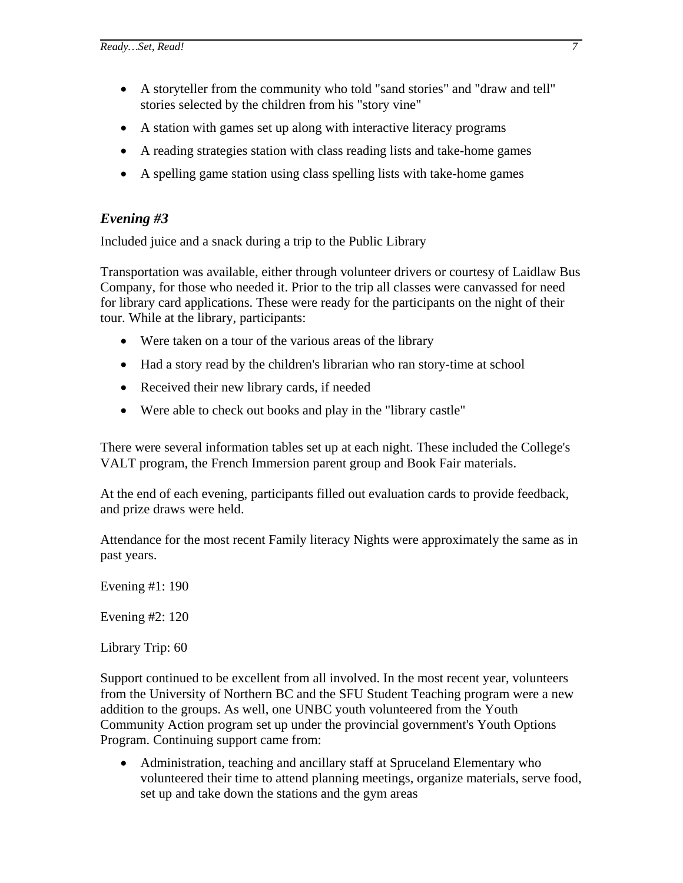- A storyteller from the community who told "sand stories" and "draw and tell" stories selected by the children from his "story vine"
- A station with games set up along with interactive literacy programs
- A reading strategies station with class reading lists and take-home games
- A spelling game station using class spelling lists with take-home games

### *Evening #3*

Included juice and a snack during a trip to the Public Library

Transportation was available, either through volunteer drivers or courtesy of Laidlaw Bus Company, for those who needed it. Prior to the trip all classes were canvassed for need for library card applications. These were ready for the participants on the night of their tour. While at the library, participants:

- Were taken on a tour of the various areas of the library
- Had a story read by the children's librarian who ran story-time at school
- Received their new library cards, if needed
- Were able to check out books and play in the "library castle"

There were several information tables set up at each night. These included the College's VALT program, the French Immersion parent group and Book Fair materials.

At the end of each evening, participants filled out evaluation cards to provide feedback, and prize draws were held.

Attendance for the most recent Family literacy Nights were approximately the same as in past years.

Evening #1: 190

Evening #2: 120

Library Trip: 60

Support continued to be excellent from all involved. In the most recent year, volunteers from the University of Northern BC and the SFU Student Teaching program were a new addition to the groups. As well, one UNBC youth volunteered from the Youth Community Action program set up under the provincial government's Youth Options Program. Continuing support came from:

- Administration, teaching and ancillary staff at Spruceland Elementary who volunteered their time to attend planning meetings, organize materials, serve food, set up and take down the stations and the gym areas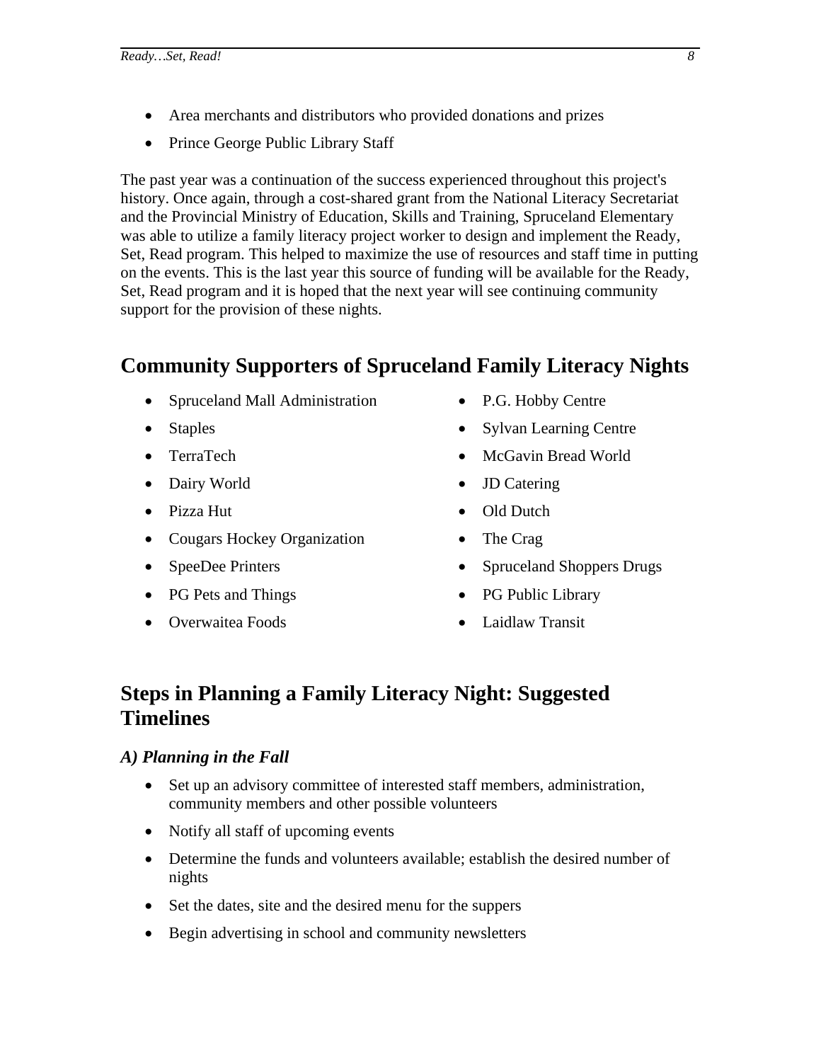- Area merchants and distributors who provided donations and prizes
- Prince George Public Library Staff

The past year was a continuation of the success experienced throughout this project's history. Once again, through a cost-shared grant from the National Literacy Secretariat and the Provincial Ministry of Education, Skills and Training, Spruceland Elementary was able to utilize a family literacy project worker to design and implement the Ready, Set, Read program. This helped to maximize the use of resources and staff time in putting on the events. This is the last year this source of funding will be available for the Ready, Set, Read program and it is hoped that the next year will see continuing community support for the provision of these nights.

## Community Supporters of Spruceland Family Literacy Nights

- Spruceland Mall Administration
- Staples
- TerraTech
- Dairy World
- Pizza Hut
- Cougars Hockey Organization
- SpeeDee Printers
- PG Pets and Things
- Overwaitea Foods
- P.G. Hobby Centre
- Sylvan Learning Centre
- McGavin Bread World
- JD Catering
- Old Dutch
- The Crag
- Spruceland Shoppers Drugs
- PG Public Library
- Laidlaw Transit

## Steps in Planning a Family Literacy Night: Suggested Timelines

### *A) Planning in the Fall*

- Set up an advisory committee of interested staff members, administration, community members and other possible volunteers
- Notify all staff of upcoming events
- Determine the funds and volunteers available; establish the desired number of nights
- Set the dates, site and the desired menu for the suppers
- Begin advertising in school and community newsletters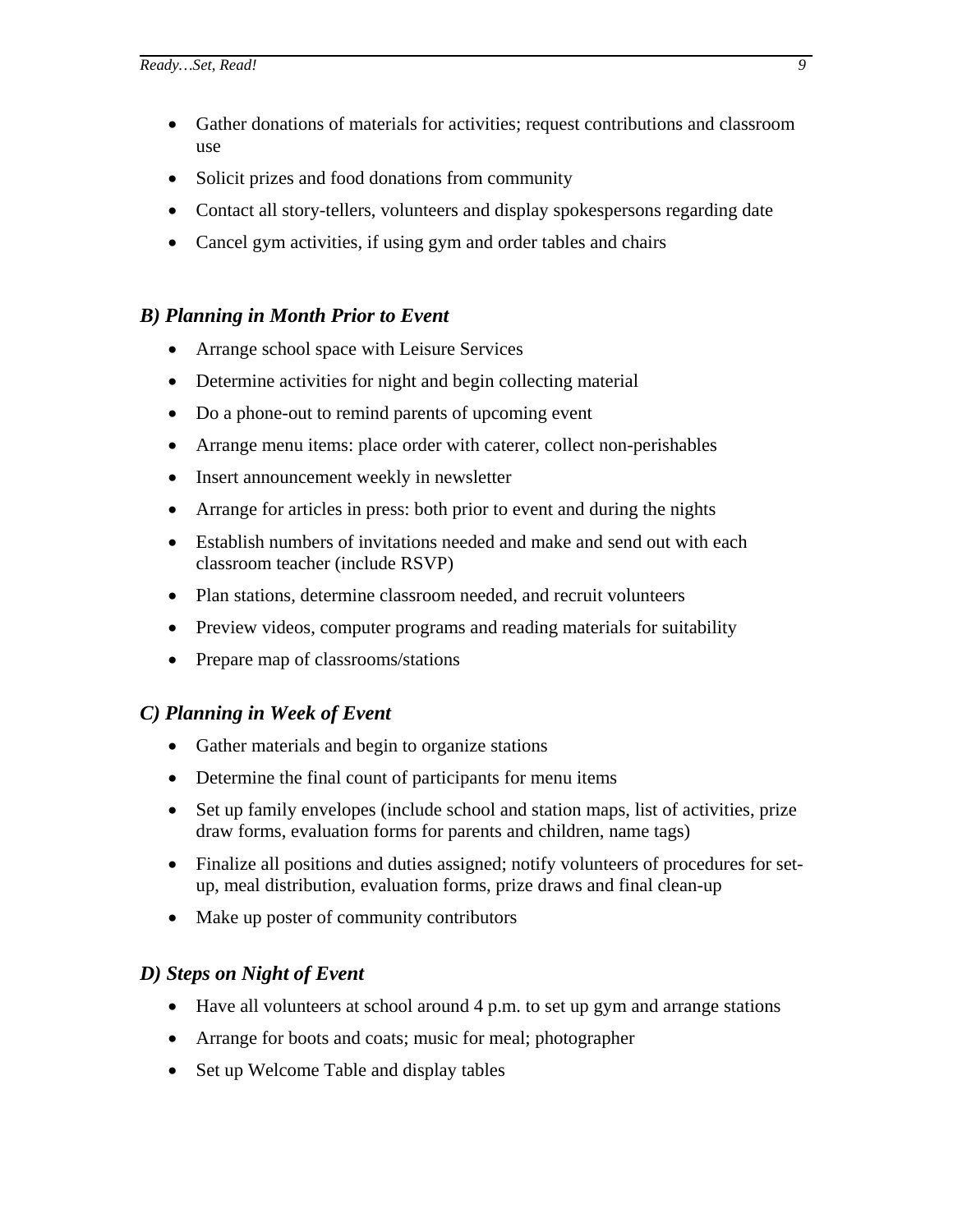- Gather donations of materials for activities; request contributions and classroom use
- Solicit prizes and food donations from community
- Contact all story-tellers, volunteers and display spokespersons regarding date
- Cancel gym activities, if using gym and order tables and chairs

### *B) Planning in Month Prior to Event*

- Arrange school space with Leisure Services
- Determine activities for night and begin collecting material
- Do a phone-out to remind parents of upcoming event
- Arrange menu items: place order with caterer, collect non-perishables
- Insert announcement weekly in newsletter
- Arrange for articles in press: both prior to event and during the nights
- Establish numbers of invitations needed and make and send out with each classroom teacher (include RSVP)
- Plan stations, determine classroom needed, and recruit volunteers
- Preview videos, computer programs and reading materials for suitability
- Prepare map of classrooms/stations

### *C) Planning in Week of Event*

- Gather materials and begin to organize stations
- Determine the final count of participants for menu items
- Set up family envelopes (include school and station maps, list of activities, prize draw forms, evaluation forms for parents and children, name tags)
- Finalize all positions and duties assigned; notify volunteers of procedures for set-up, meal distribution, evaluation forms, prize draws and final clean-up
- Make up poster of community contributors

### *D) Steps on Night of Event*

- Have all volunteers at school around 4 p.m. to set up gym and arrange stations
- Arrange for boots and coats; music for meal; photographer
- Set up Welcome Table and display tables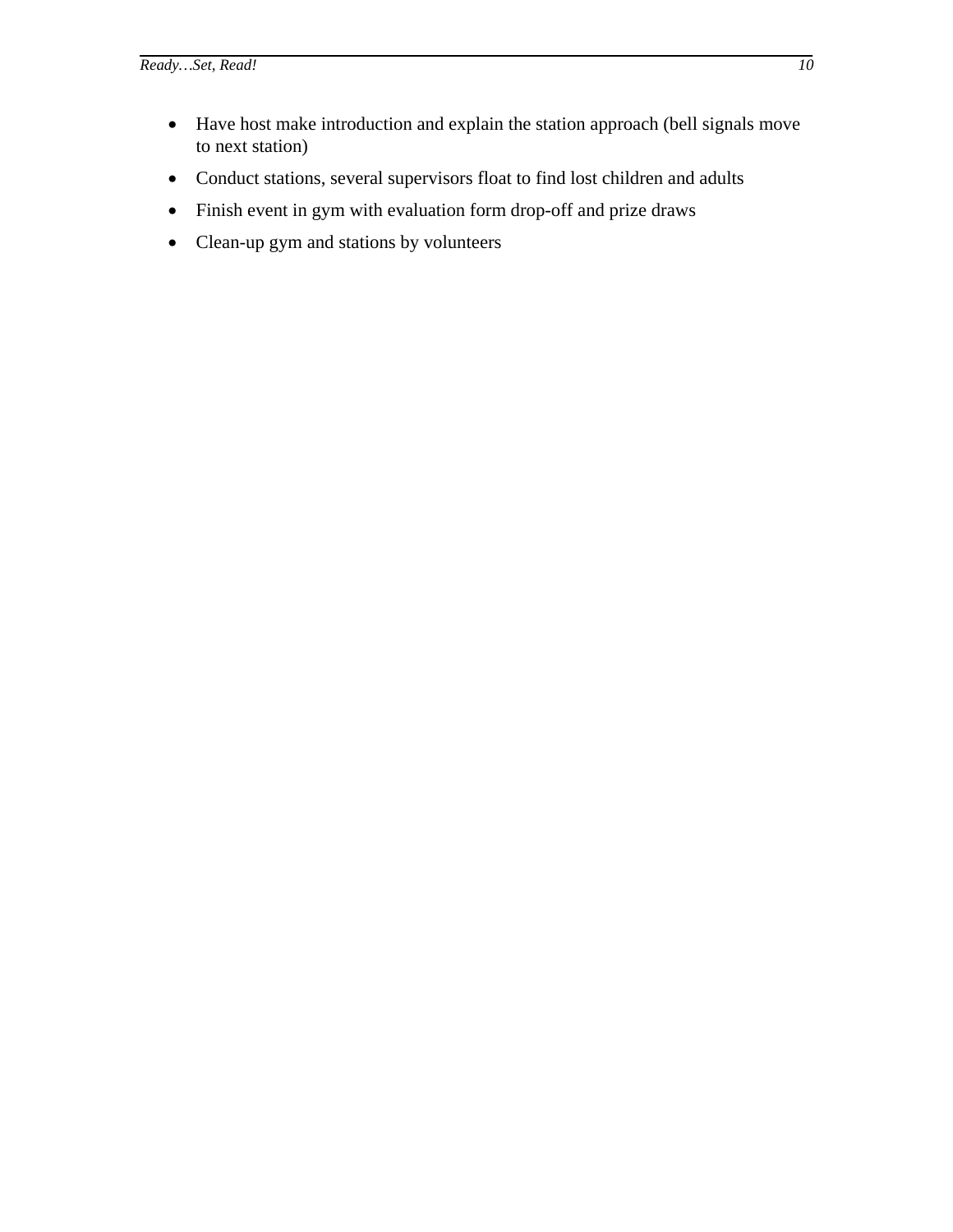- Have host make introduction and explain the station approach (bell signals move to next station)
- Conduct stations, several supervisors float to find lost children and adults
- Finish event in gym with evaluation form drop-off and prize draws
- Clean-up gym and stations by volunteers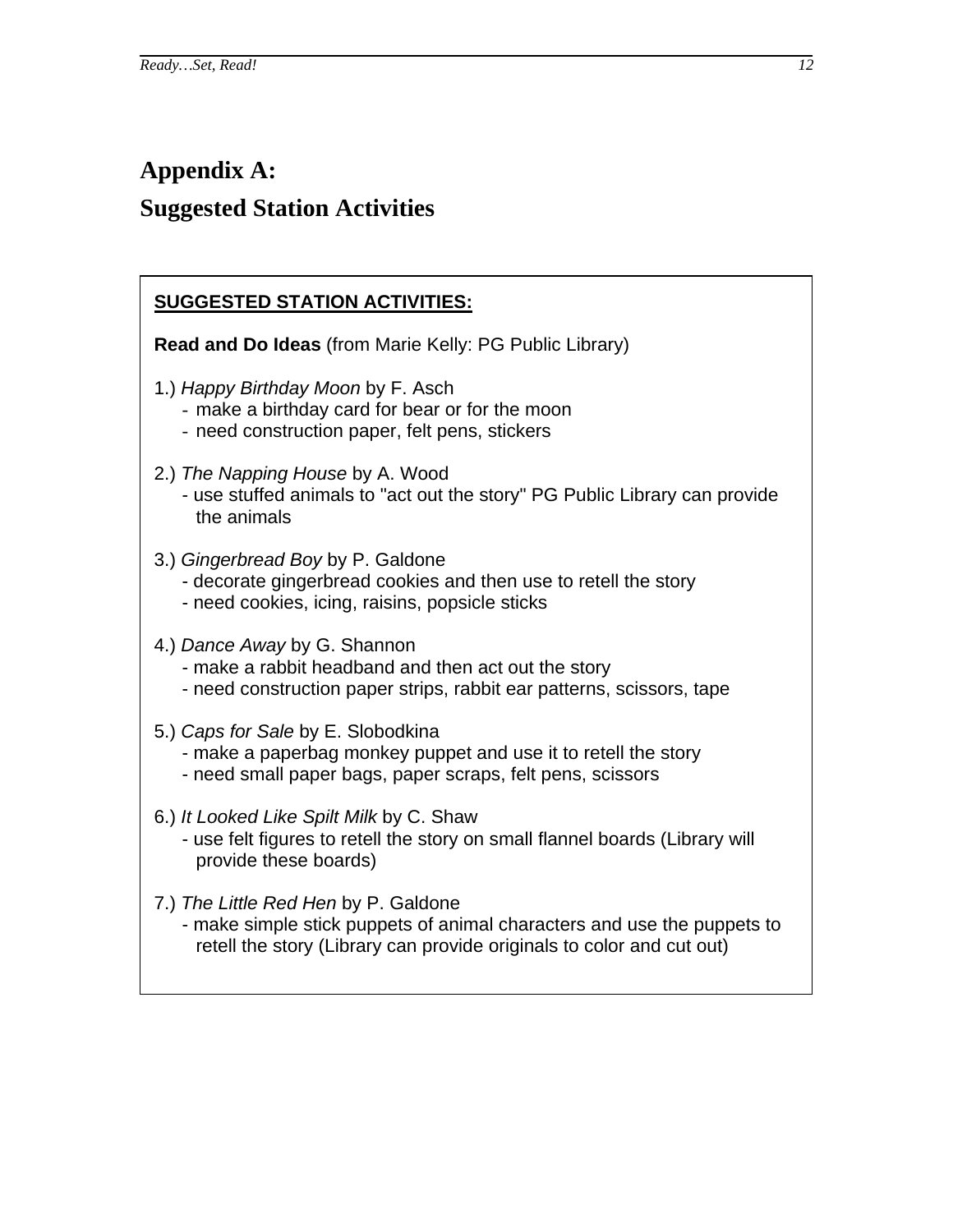# Appendix A:

# Suggested Station Activities

**SUGGESTED STATION ACTIVITIES:**

**Read and Do Ideas** (from Marie Kelly: PG Public Library)

1.) *Happy Birthday Moon* by F. Asch
- make a birthday card for bear or for the moon
- need construction paper, felt pens, stickers

2.) *The Napping House* by A. Wood
- use stuffed animals to "act out the story" PG Public Library can provide the animals

3.) *Gingerbread Boy* by P. Galdone
- decorate gingerbread cookies and then use to retell the story
- need cookies, icing, raisins, popsicle sticks

4.) *Dance Away* by G. Shannon
- make a rabbit headband and then act out the story
- need construction paper strips, rabbit ear patterns, scissors, tape

5.) *Caps for Sale* by E. Slobodkina
- make a paperbag monkey puppet and use it to retell the story
- need small paper bags, paper scraps, felt pens, scissors

6.) *It Looked Like Spilt Milk* by C. Shaw
- use felt figures to retell the story on small flannel boards (Library will provide these boards)

7.) *The Little Red Hen* by P. Galdone
- make simple stick puppets of animal characters and use the puppets to retell the story (Library can provide originals to color and cut out)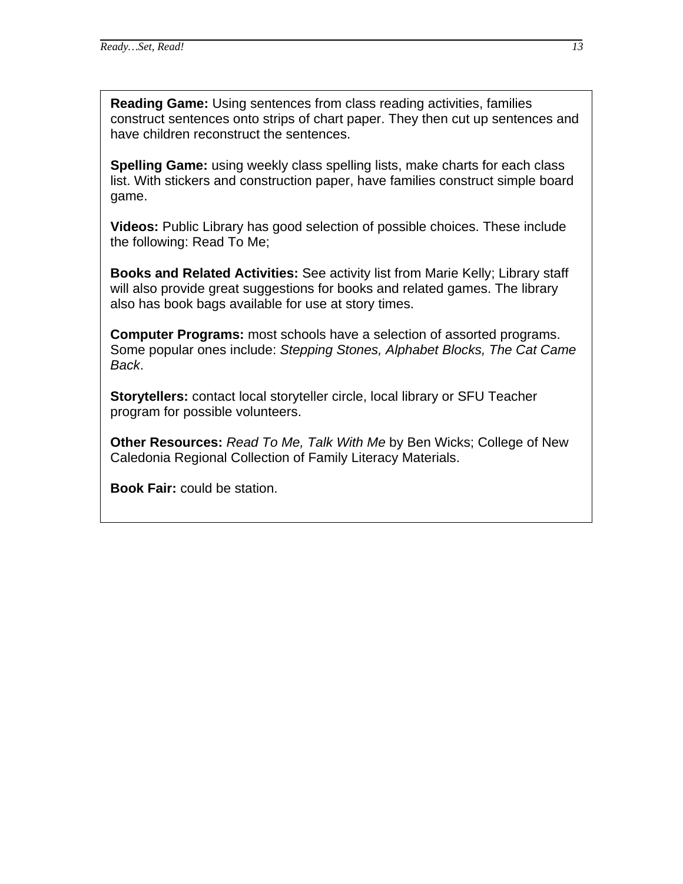**Reading Game:** Using sentences from class reading activities, families construct sentences onto strips of chart paper. They then cut up sentences and have children reconstruct the sentences.

**Spelling Game:** using weekly class spelling lists, make charts for each class list. With stickers and construction paper, have families construct simple board game.

**Videos:** Public Library has good selection of possible choices. These include the following: Read To Me;

**Books and Related Activities:** See activity list from Marie Kelly; Library staff will also provide great suggestions for books and related games. The library also has book bags available for use at story times.

**Computer Programs:** most schools have a selection of assorted programs. Some popular ones include: *Stepping Stones, Alphabet Blocks, The Cat Came Back*.

**Storytellers:** contact local storyteller circle, local library or SFU Teacher program for possible volunteers.

**Other Resources:** *Read To Me, Talk With Me* by Ben Wicks; College of New Caledonia Regional Collection of Family Literacy Materials.

**Book Fair:** could be station.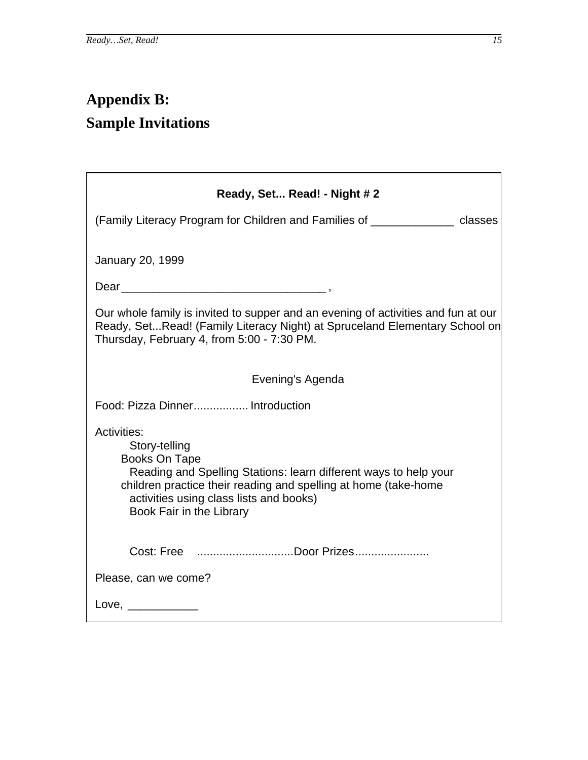# Appendix B:
# Sample Invitations

**Ready, Set... Read! - Night # 2**

(Family Literacy Program for Children and Families of _____________ classes

January 20, 1999

Dear________________________________ ,

Our whole family is invited to supper and an evening of activities and fun at our Ready, Set...Read! (Family Literacy Night) at Spruceland Elementary School on Thursday, February 4, from 5:00 - 7:30 PM.

Evening's Agenda

Food: Pizza Dinner................. Introduction

Activities:

Story-telling

Books On Tape

Reading and Spelling Stations: learn different ways to help your children practice their reading and spelling at home (take-home activities using class lists and books)

Book Fair in the Library

Cost: Free ..............................Door Prizes.......................

Please, can we come?

Love, ___________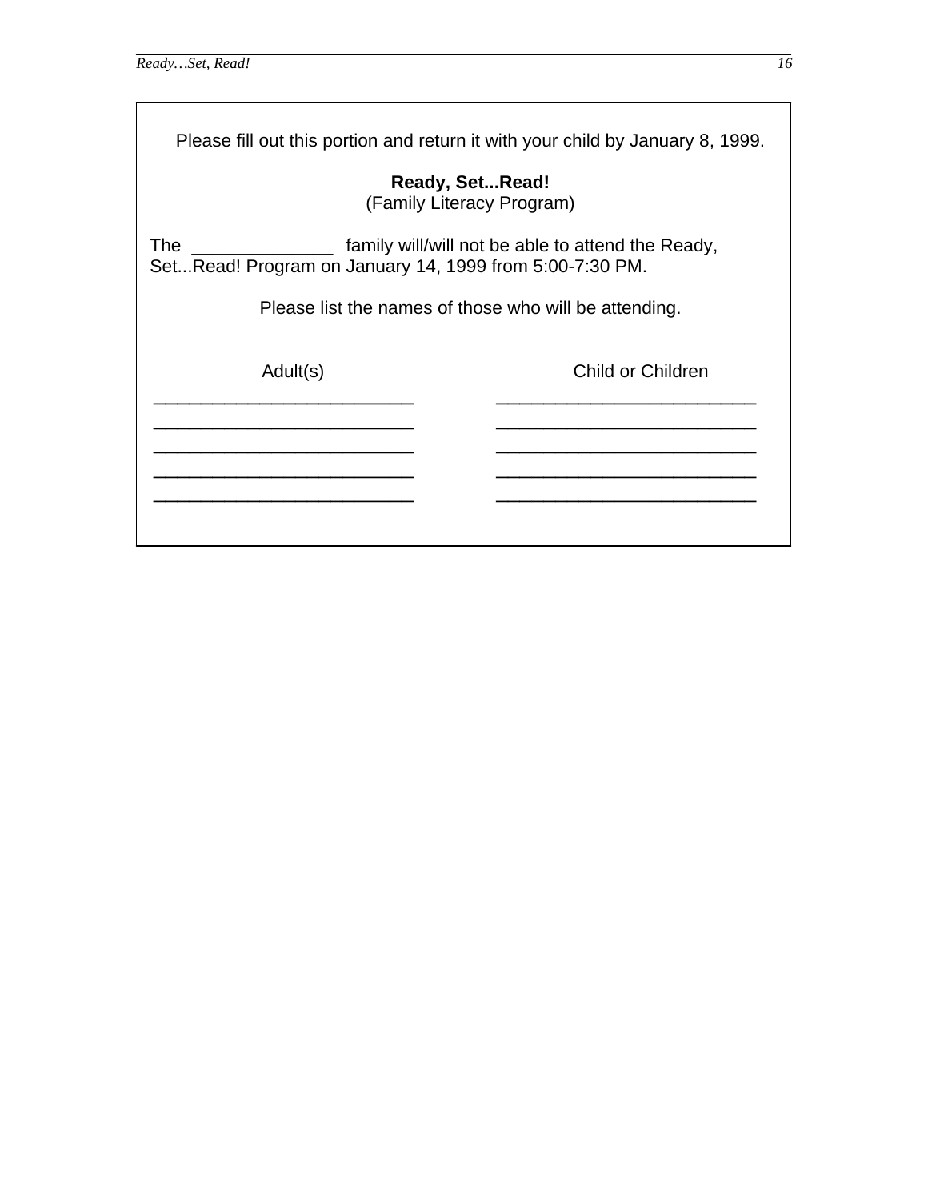Please fill out this portion and return it with your child by January 8, 1999.

**Ready, Set...Read!**
(Family Literacy Program)

The ______________ family will/will not be able to attend the Ready, Set...Read! Program on January 14, 1999 from 5:00-7:30 PM.

Please list the names of those who will be attending.

| Adult(s) | Child or Children |
|---|---|
| _________________________ | _________________________ |
| _________________________ | _________________________ |
| _________________________ | _________________________ |
| _________________________ | _________________________ |
| _________________________ | _________________________ |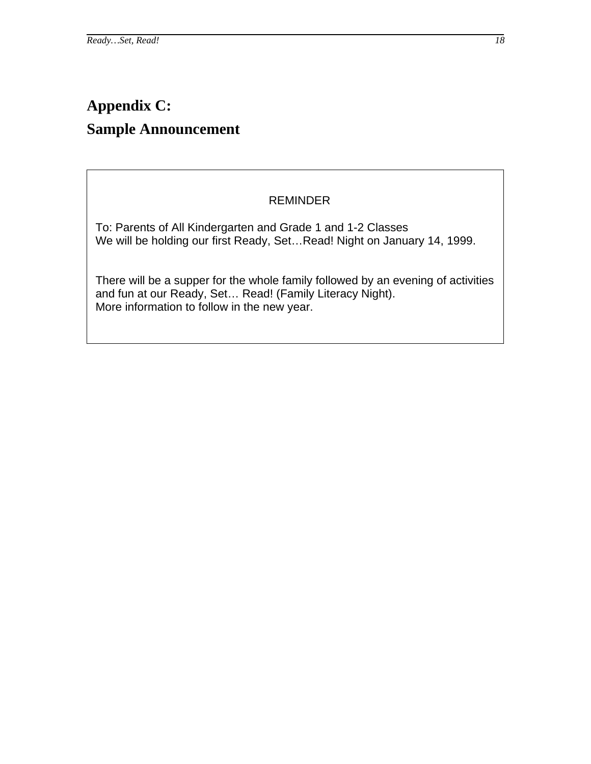# Appendix C:
# Sample Announcement

REMINDER

To: Parents of All Kindergarten and Grade 1 and 1-2 Classes
We will be holding our first Ready, Set…Read! Night on January 14, 1999.

There will be a supper for the whole family followed by an evening of activities and fun at our Ready, Set… Read! (Family Literacy Night).
More information to follow in the new year.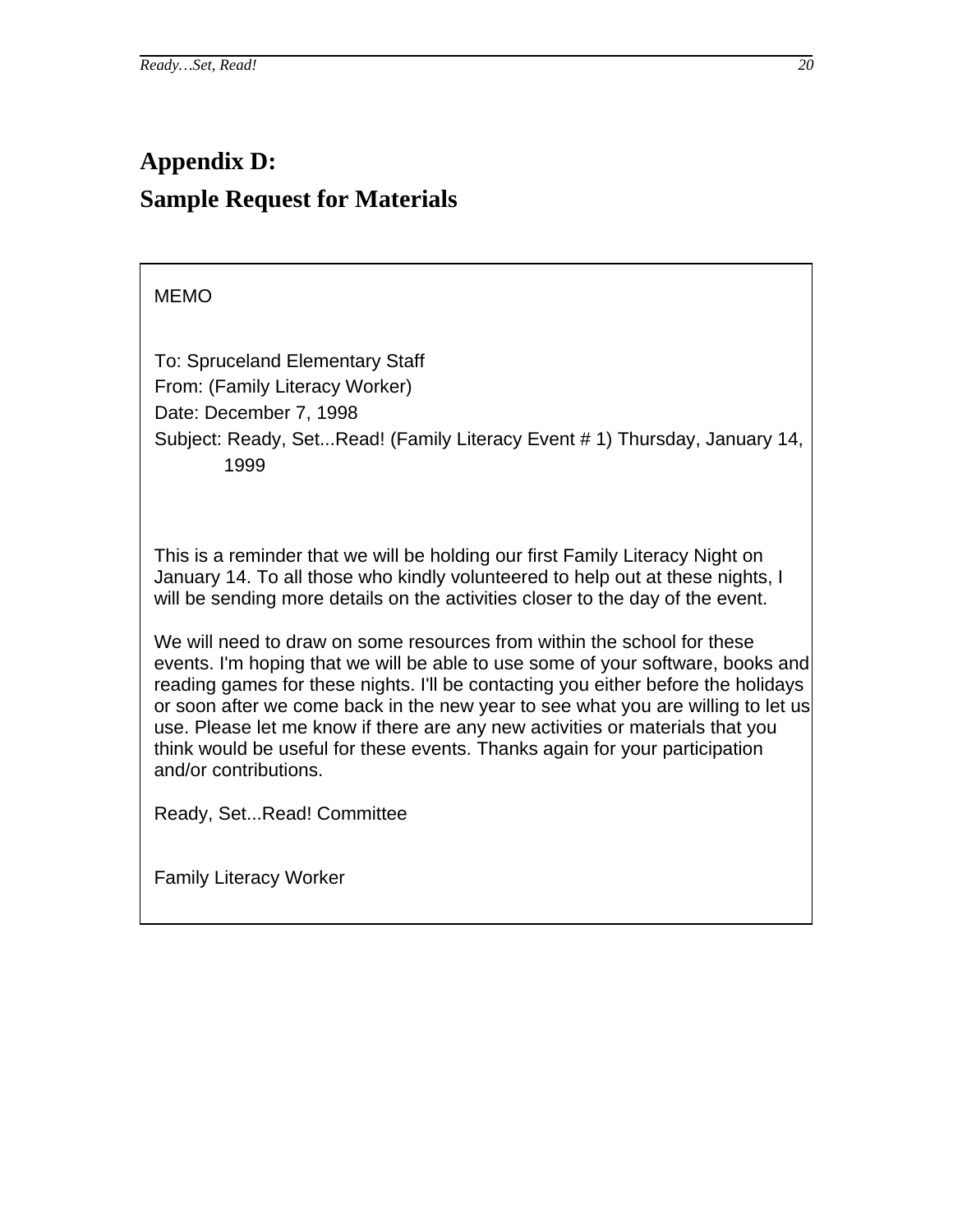# Appendix D:
# Sample Request for Materials

MEMO

To: Spruceland Elementary Staff
From: (Family Literacy Worker)
Date: December 7, 1998
Subject: Ready, Set...Read! (Family Literacy Event # 1) Thursday, January 14, 1999

This is a reminder that we will be holding our first Family Literacy Night on January 14. To all those who kindly volunteered to help out at these nights, I will be sending more details on the activities closer to the day of the event.

We will need to draw on some resources from within the school for these events. I'm hoping that we will be able to use some of your software, books and reading games for these nights. I'll be contacting you either before the holidays or soon after we come back in the new year to see what you are willing to let us use. Please let me know if there are any new activities or materials that you think would be useful for these events. Thanks again for your participation and/or contributions.

Ready, Set...Read! Committee

Family Literacy Worker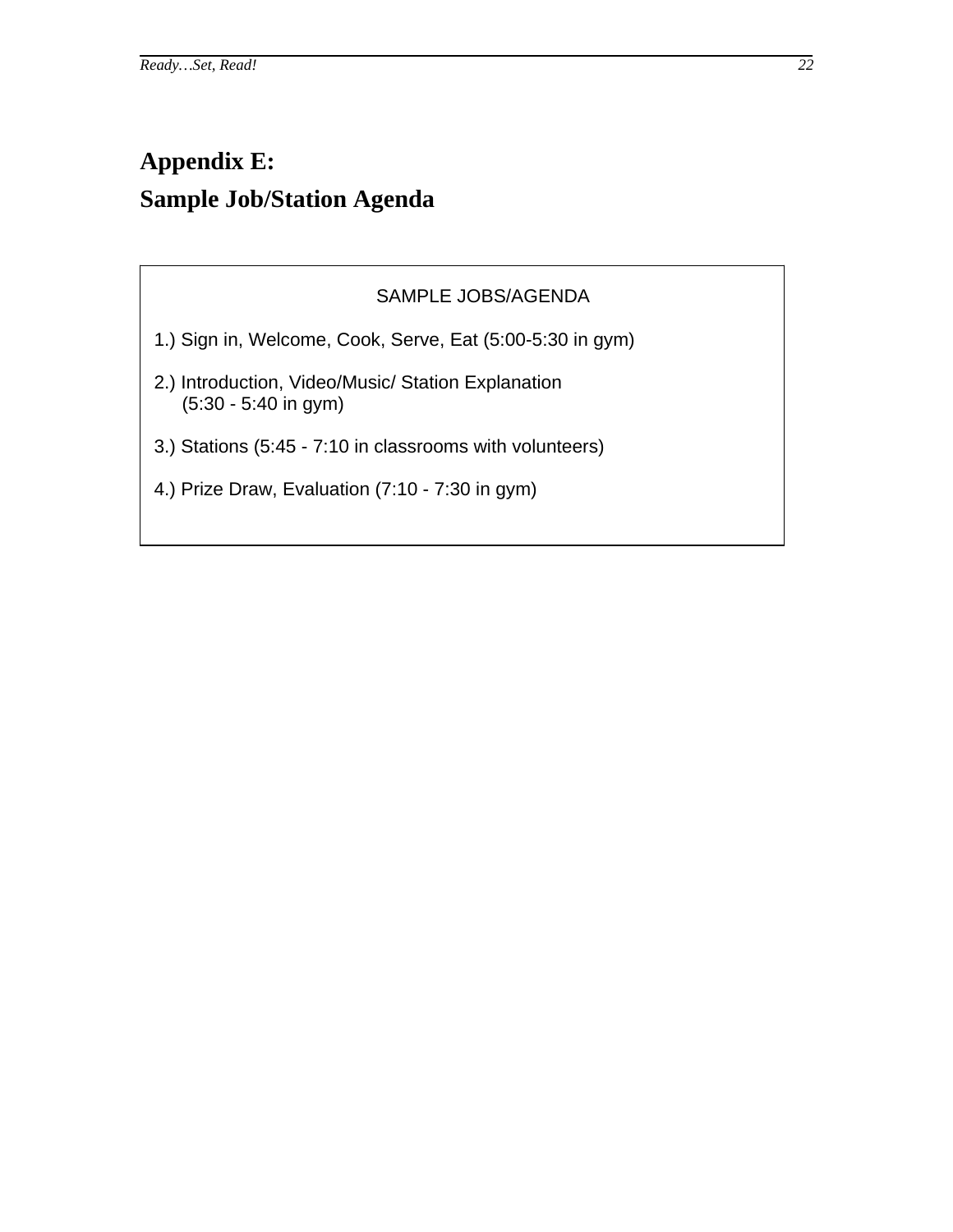# Appendix E:
# Sample Job/Station Agenda

SAMPLE JOBS/AGENDA

1.) Sign in, Welcome, Cook, Serve, Eat (5:00-5:30 in gym)

2.) Introduction, Video/Music/ Station Explanation
(5:30 - 5:40 in gym)

3.) Stations (5:45 - 7:10 in classrooms with volunteers)

4.) Prize Draw, Evaluation (7:10 - 7:30 in gym)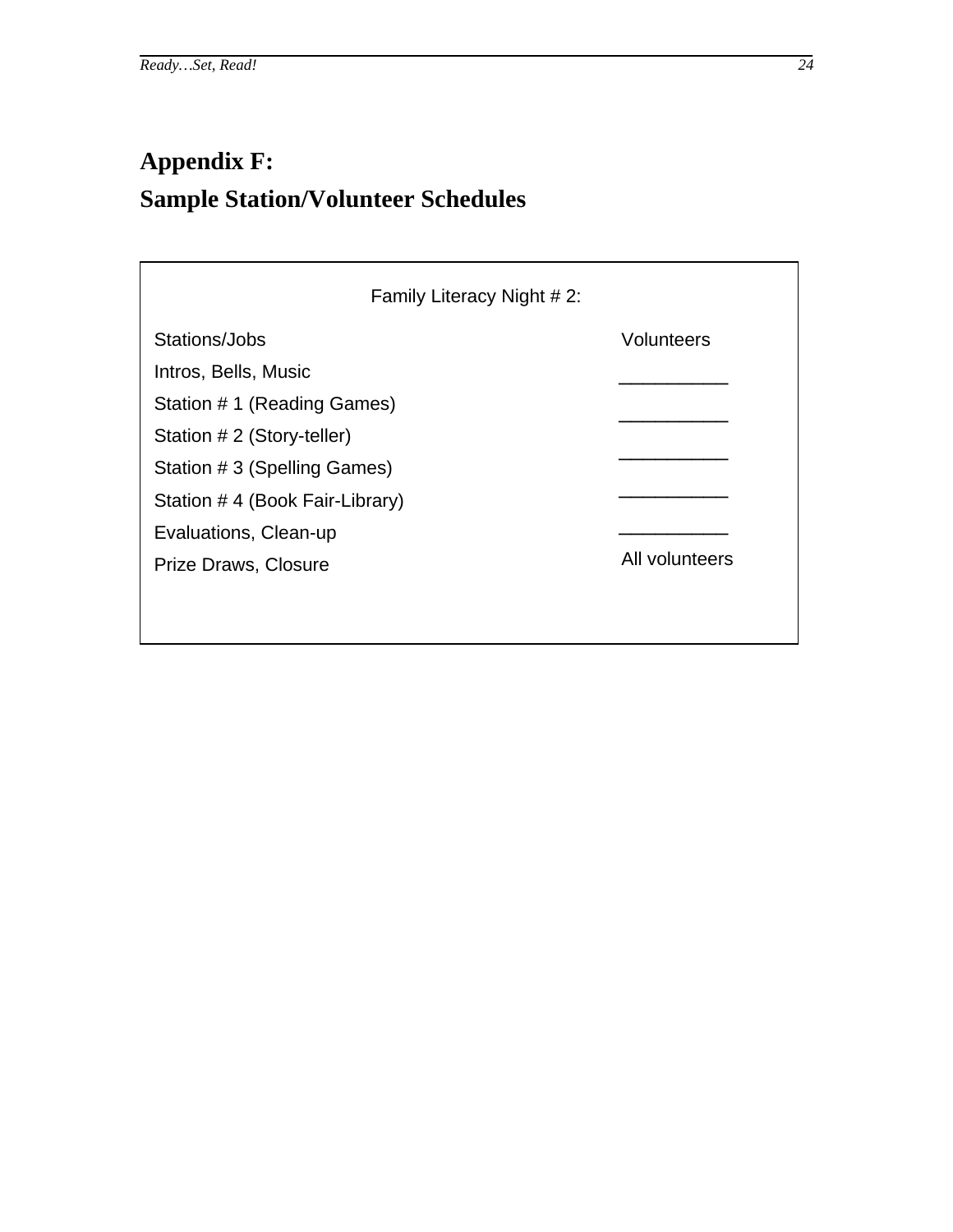# Appendix F:
# Sample Station/Volunteer Schedules

Family Literacy Night # 2:

| Stations/Jobs | Volunteers |
|---|---|
| Intros, Bells, Music | __________ |
| Station # 1 (Reading Games) | __________ |
| Station # 2 (Story-teller) | __________ |
| Station # 3 (Spelling Games) | __________ |
| Station # 4 (Book Fair-Library) | __________ |
| Evaluations, Clean-up | |
| Prize Draws, Closure | All volunteers |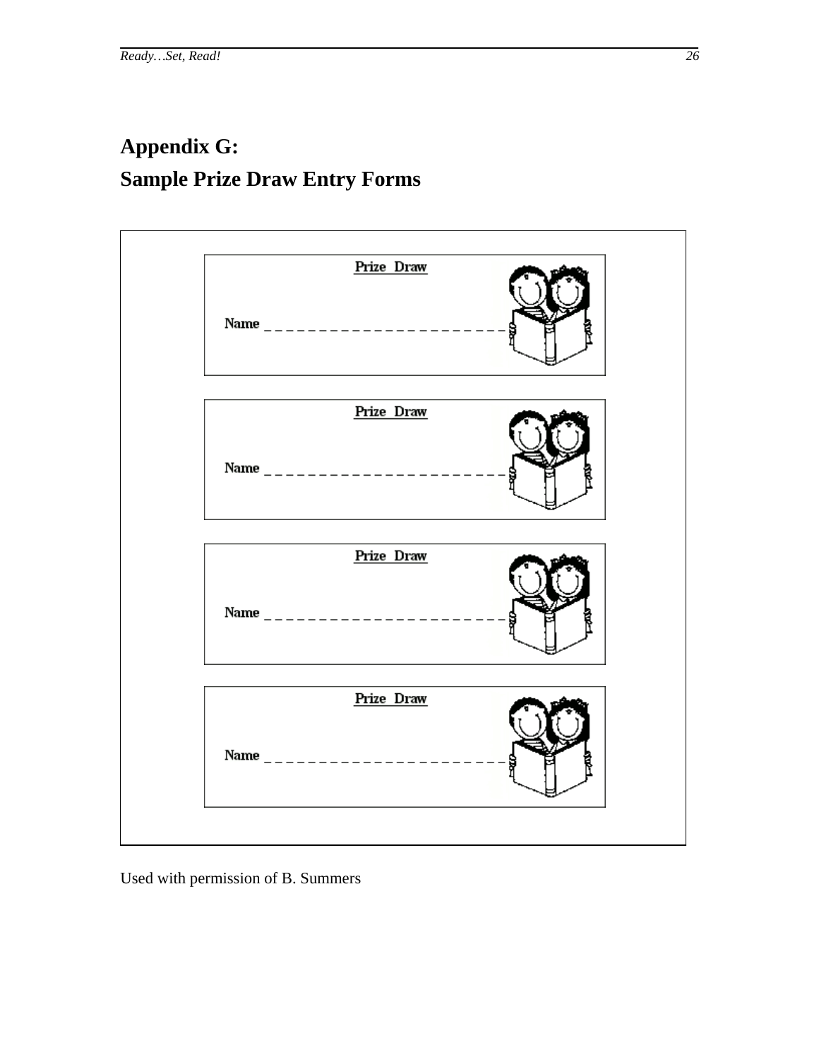# Appendix G:
# Sample Prize Draw Entry Forms

**Prize Draw**

Name _ _ _ _ _ _ _ _ _ _ _ _ _ _ _ _ _ _ _ _ _ _ _

**Prize Draw**

Name _ _ _ _ _ _ _ _ _ _ _ _ _ _ _ _ _ _ _ _ _ _ _

**Prize Draw**

Name _ _ _ _ _ _ _ _ _ _ _ _ _ _ _ _ _ _ _ _ _ _ _

**Prize Draw**

Name _ _ _ _ _ _ _ _ _ _ _ _ _ _ _ _ _ _ _ _ _ _ _

Used with permission of B. Summers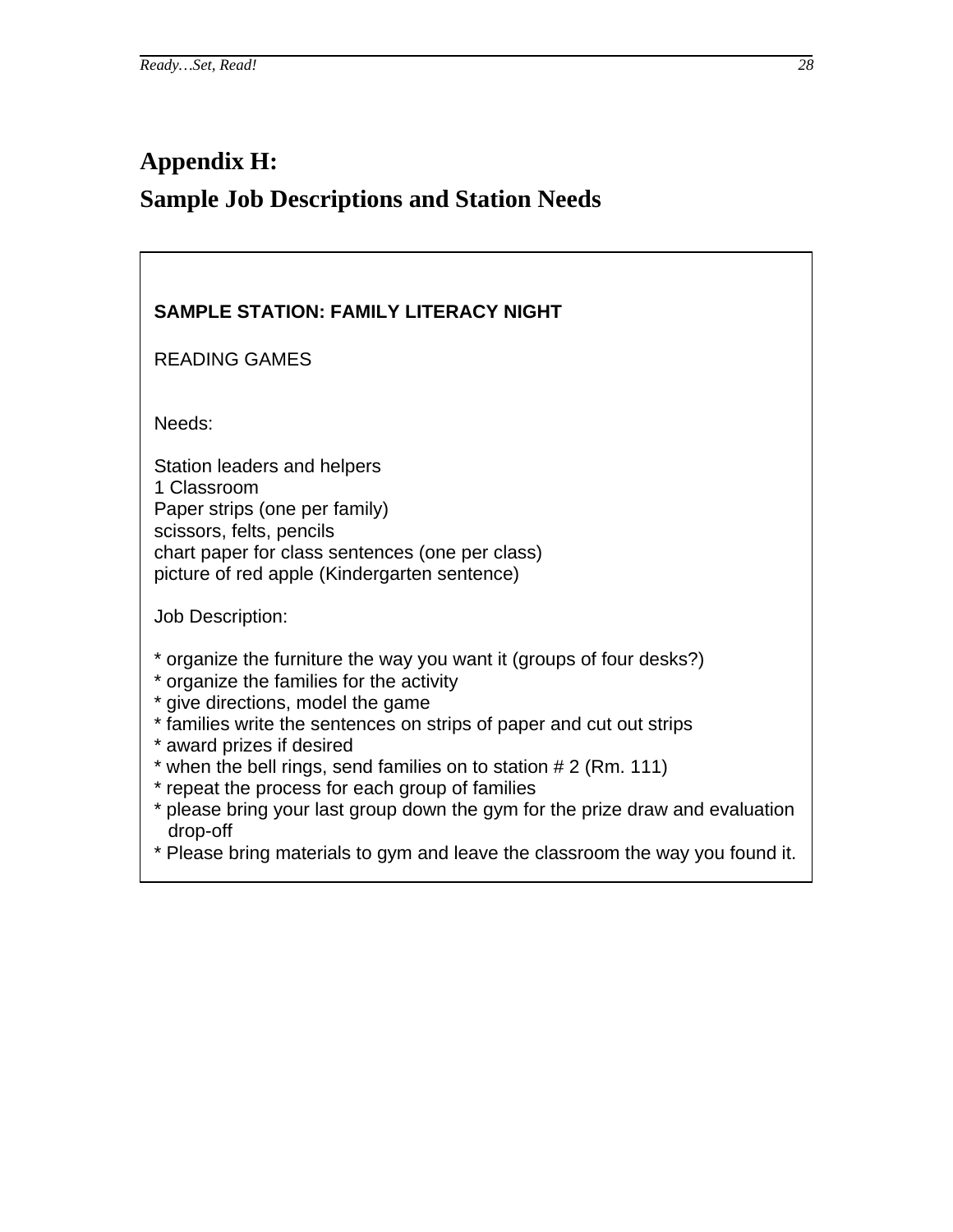# Appendix H:

# Sample Job Descriptions and Station Needs

**SAMPLE STATION: FAMILY LITERACY NIGHT**

READING GAMES

Needs:

Station leaders and helpers
1 Classroom
Paper strips (one per family)
scissors, felts, pencils
chart paper for class sentences (one per class)
picture of red apple (Kindergarten sentence)

Job Description:

* organize the furniture the way you want it (groups of four desks?)
* organize the families for the activity
* give directions, model the game
* families write the sentences on strips of paper and cut out strips
* award prizes if desired
* when the bell rings, send families on to station # 2 (Rm. 111)
* repeat the process for each group of families
* please bring your last group down the gym for the prize draw and evaluation drop-off
* Please bring materials to gym and leave the classroom the way you found it.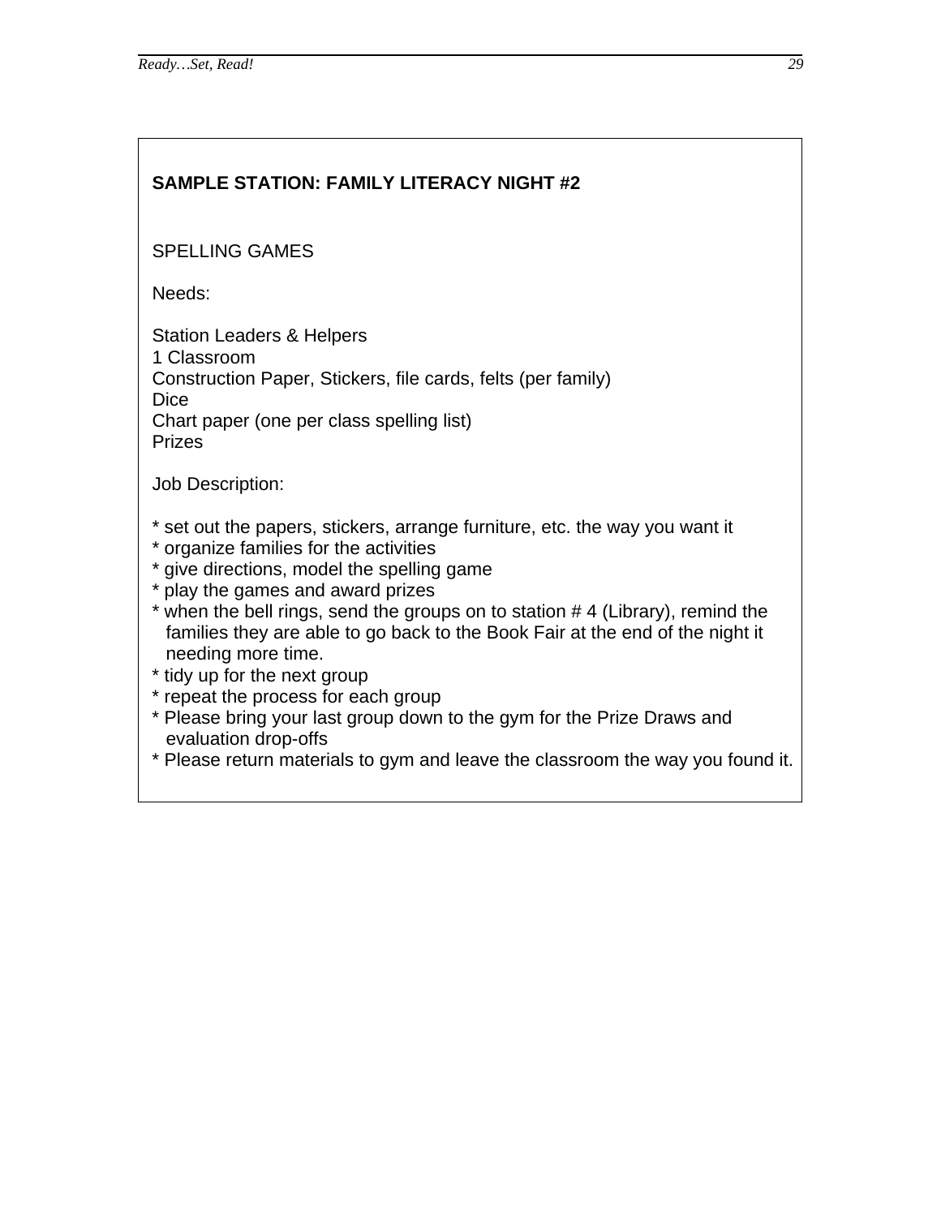## SAMPLE STATION: FAMILY LITERACY NIGHT #2

SPELLING GAMES

Needs:

Station Leaders & Helpers
1 Classroom
Construction Paper, Stickers, file cards, felts (per family)
Dice
Chart paper (one per class spelling list)
Prizes

Job Description:

* set out the papers, stickers, arrange furniture, etc. the way you want it
* organize families for the activities
* give directions, model the spelling game
* play the games and award prizes
* when the bell rings, send the groups on to station # 4 (Library), remind the families they are able to go back to the Book Fair at the end of the night it needing more time.
* tidy up for the next group
* repeat the process for each group
* Please bring your last group down to the gym for the Prize Draws and evaluation drop-offs
* Please return materials to gym and leave the classroom the way you found it.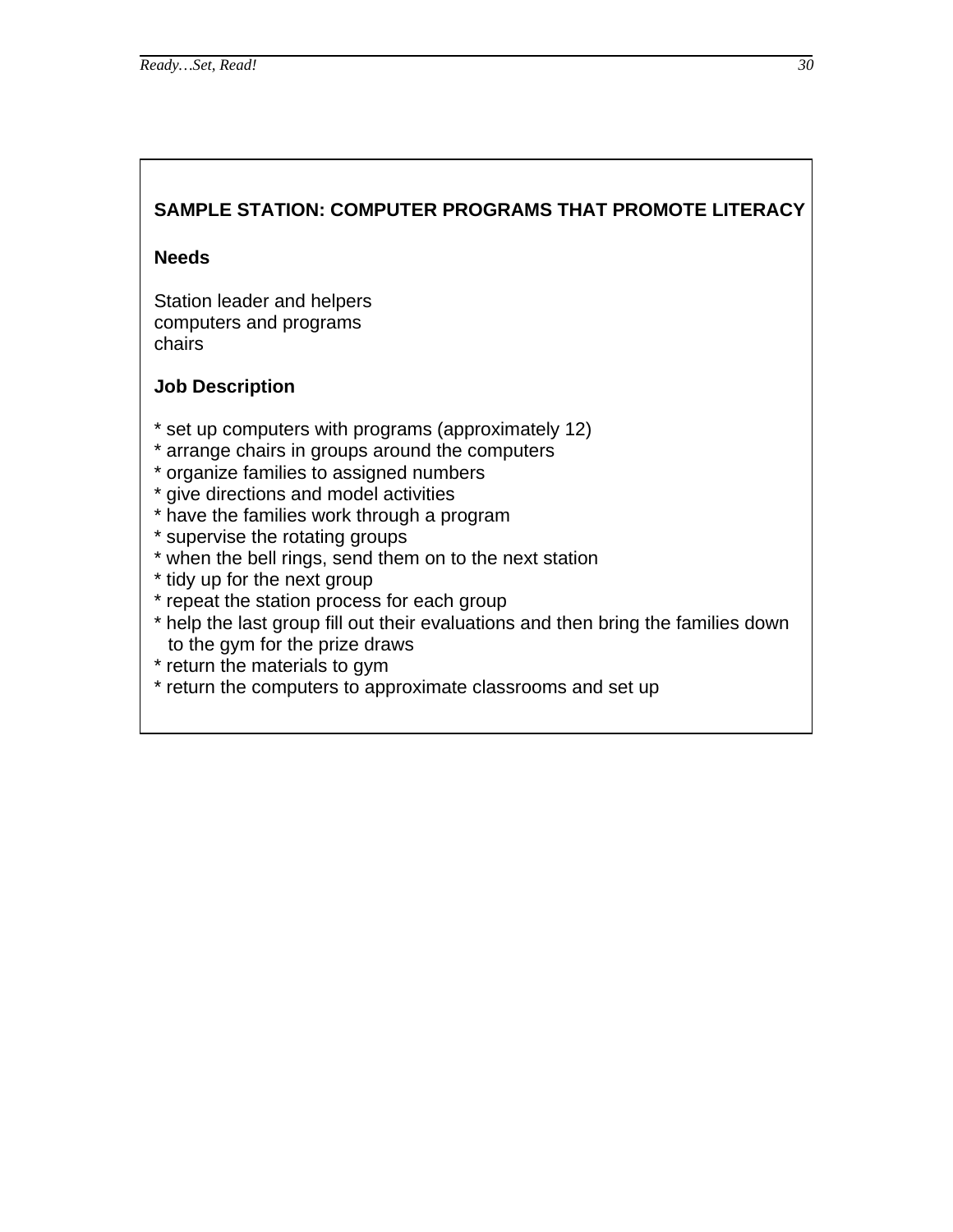## SAMPLE STATION: COMPUTER PROGRAMS THAT PROMOTE LITERACY

### Needs

Station leader and helpers
computers and programs
chairs

### Job Description

* set up computers with programs (approximately 12)
* arrange chairs in groups around the computers
* organize families to assigned numbers
* give directions and model activities
* have the families work through a program
* supervise the rotating groups
* when the bell rings, send them on to the next station
* tidy up for the next group
* repeat the station process for each group
* help the last group fill out their evaluations and then bring the families down to the gym for the prize draws
* return the materials to gym
* return the computers to approximate classrooms and set up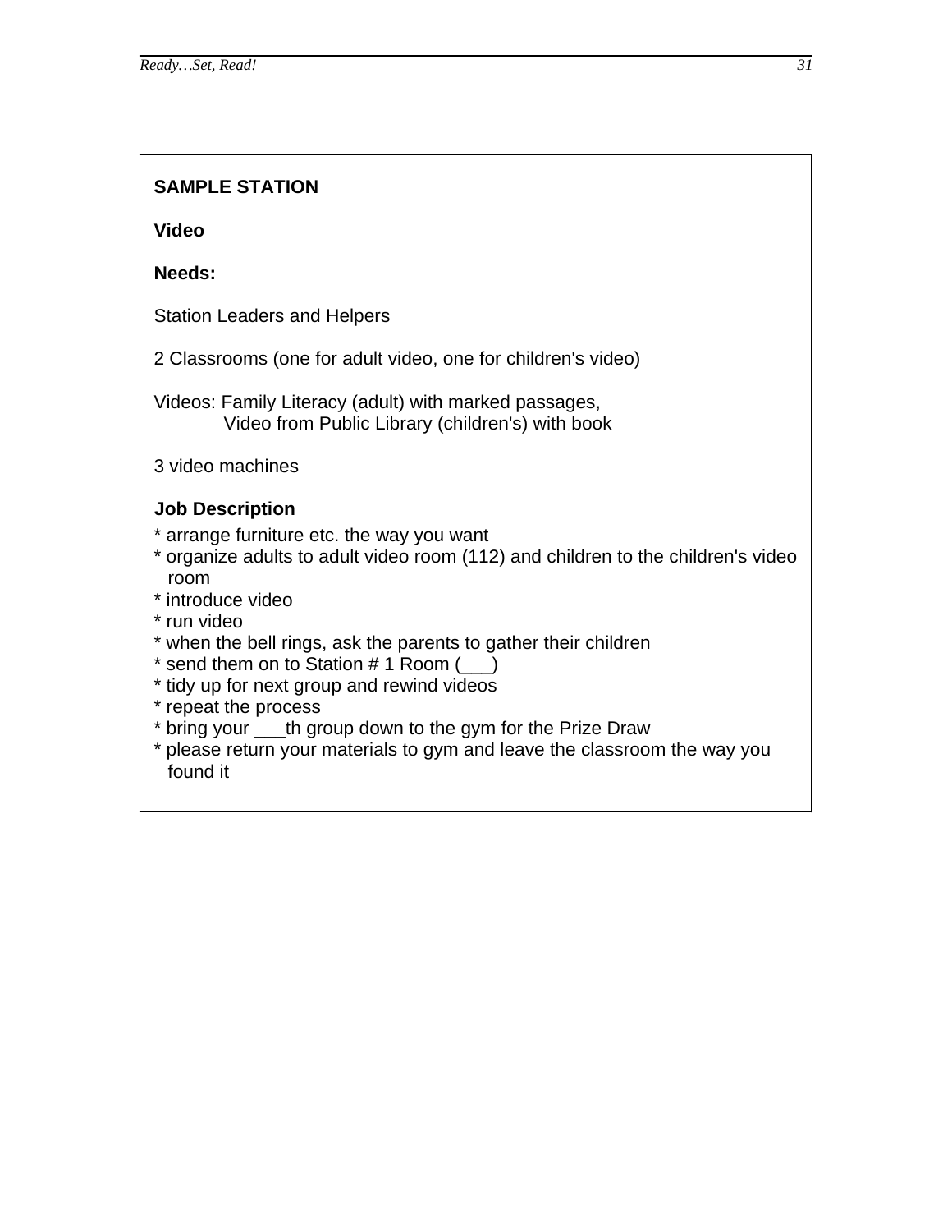**SAMPLE STATION**

**Video**

**Needs:**

Station Leaders and Helpers

2 Classrooms (one for adult video, one for children's video)

Videos: Family Literacy (adult) with marked passages,
Video from Public Library (children's) with book

3 video machines

**Job Description**

* arrange furniture etc. the way you want
* organize adults to adult video room (112) and children to the children's video room
* introduce video
* run video
* when the bell rings, ask the parents to gather their children
* send them on to Station # 1 Room (___)
* tidy up for next group and rewind videos
* repeat the process
* bring your ___th group down to the gym for the Prize Draw
* please return your materials to gym and leave the classroom the way you found it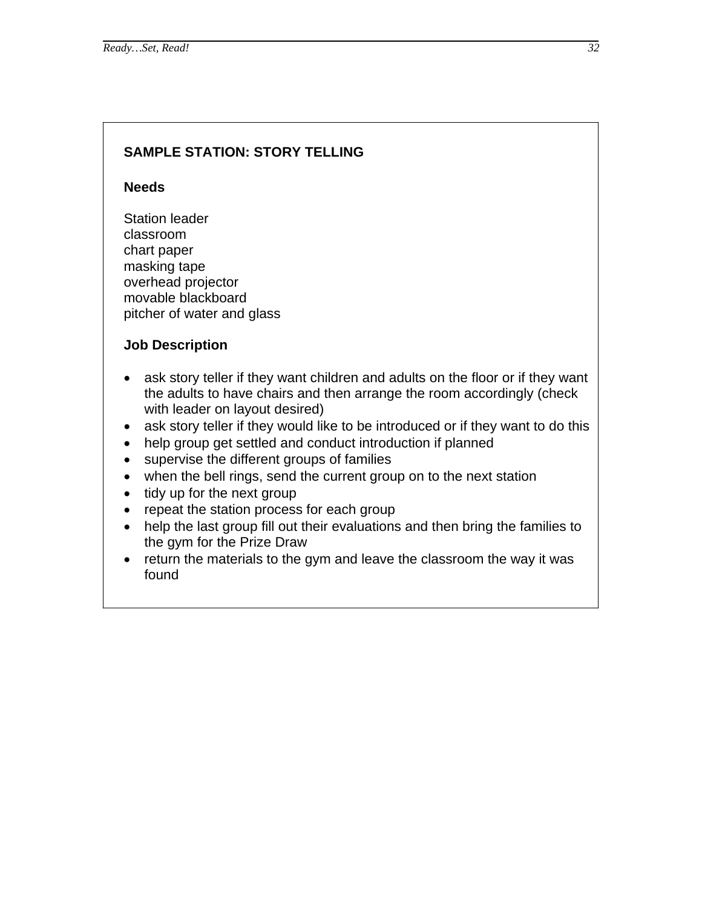## SAMPLE STATION: STORY TELLING

### Needs

Station leader
classroom
chart paper
masking tape
overhead projector
movable blackboard
pitcher of water and glass

### Job Description

- ask story teller if they want children and adults on the floor or if they want the adults to have chairs and then arrange the room accordingly (check with leader on layout desired)
- ask story teller if they would like to be introduced or if they want to do this
- help group get settled and conduct introduction if planned
- supervise the different groups of families
- when the bell rings, send the current group on to the next station
- tidy up for the next group
- repeat the station process for each group
- help the last group fill out their evaluations and then bring the families to the gym for the Prize Draw
- return the materials to the gym and leave the classroom the way it was found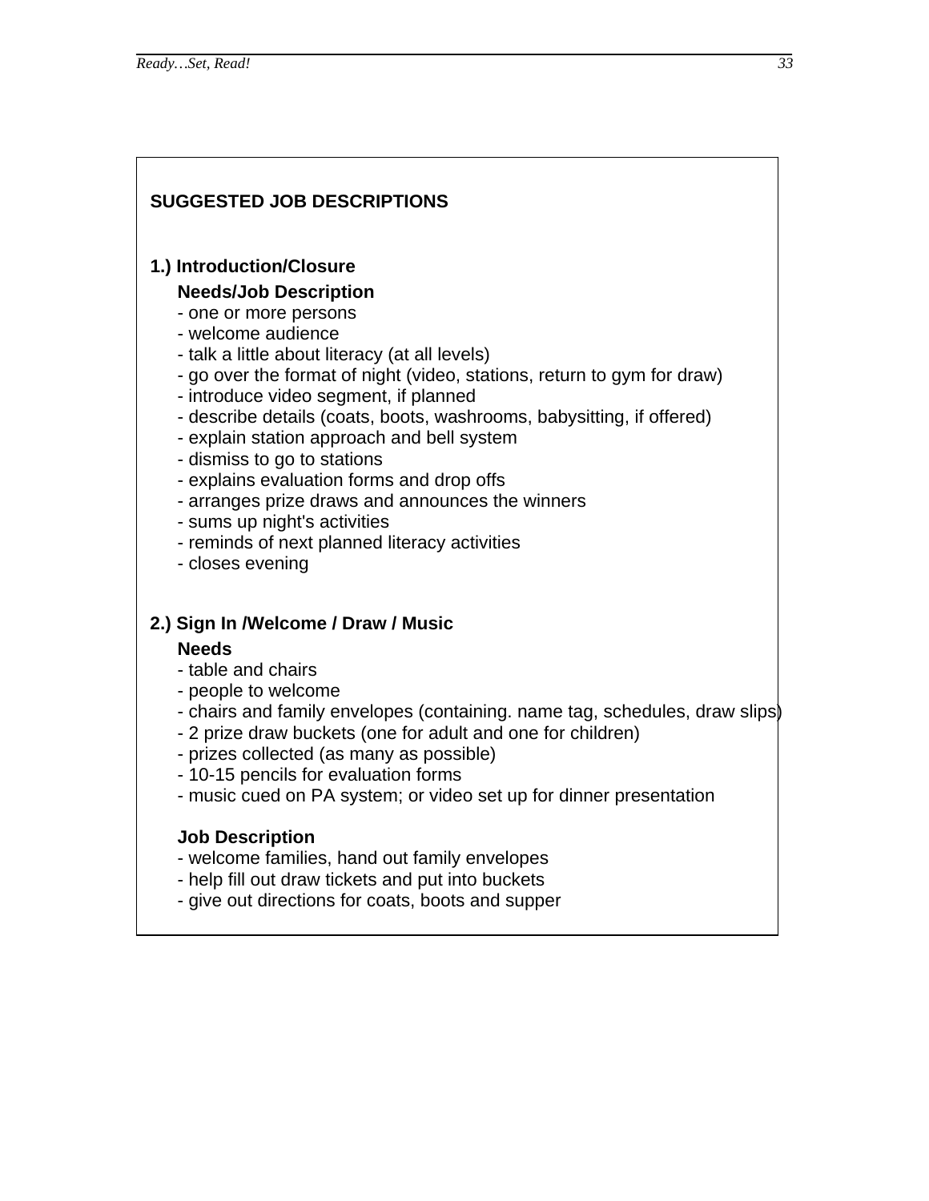## SUGGESTED JOB DESCRIPTIONS

### 1.) Introduction/Closure

**Needs/Job Description**

- one or more persons
- welcome audience
- talk a little about literacy (at all levels)
- go over the format of night (video, stations, return to gym for draw)
- introduce video segment, if planned
- describe details (coats, boots, washrooms, babysitting, if offered)
- explain station approach and bell system
- dismiss to go to stations
- explains evaluation forms and drop offs
- arranges prize draws and announces the winners
- sums up night's activities
- reminds of next planned literacy activities
- closes evening

### 2.) Sign In /Welcome / Draw / Music

**Needs**

- table and chairs
- people to welcome
- chairs and family envelopes (containing. name tag, schedules, draw slips)
- 2 prize draw buckets (one for adult and one for children)
- prizes collected (as many as possible)
- 10-15 pencils for evaluation forms
- music cued on PA system; or video set up for dinner presentation

**Job Description**

- welcome families, hand out family envelopes
- help fill out draw tickets and put into buckets
- give out directions for coats, boots and supper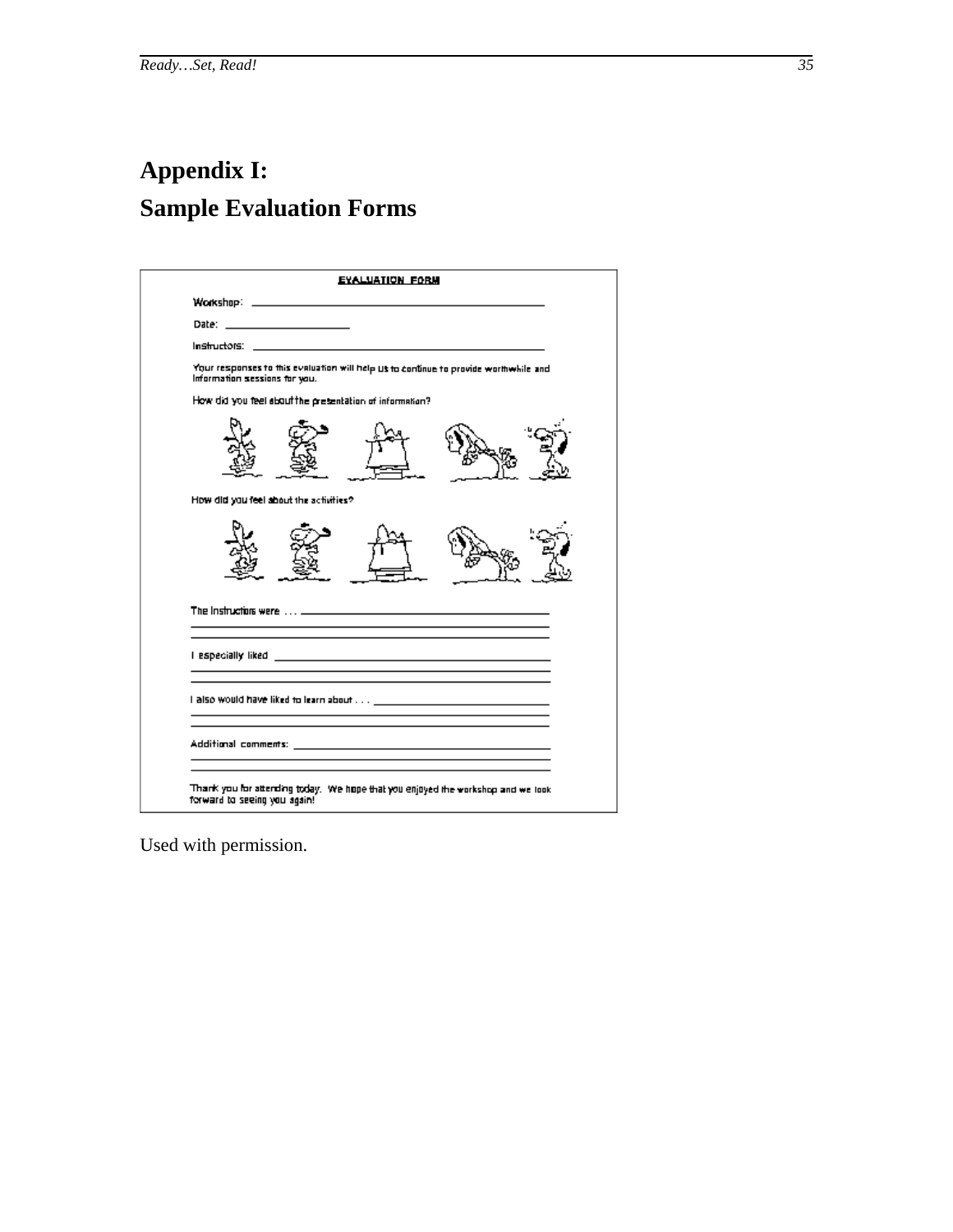# Appendix I:
# Sample Evaluation Forms

**EVALUATION FORM**

Workshop: ______________________________________________

Date: ______________________

Instructors: ______________________________________________

Your responses to this evaluation will help us to continue to provide worthwhile and information sessions for you.

How did you feel about the presentation of information?

How did you feel about the activities?

The Instructors were . . . ______________________________________________

______________________________________________

______________________________________________

I especially liked ______________________________________________

______________________________________________

______________________________________________

I also would have liked to learn about . . . ______________________________

______________________________________________

______________________________________________

Additional comments: ______________________________________________

______________________________________________

______________________________________________

Thank you for attending today. We hope that you enjoyed the workshop and we look forward to seeing you again!

Used with permission.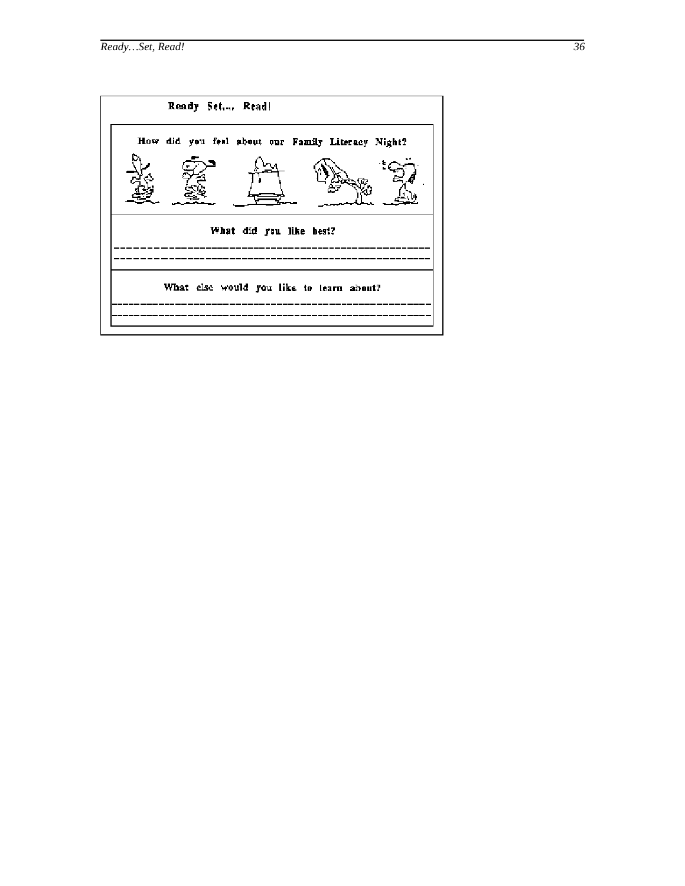**Ready Set... Read!**

**How did you feel about our Family Literacy Night?**

**What did you like best?**

---

---

**What else would you like to learn about?**

---

---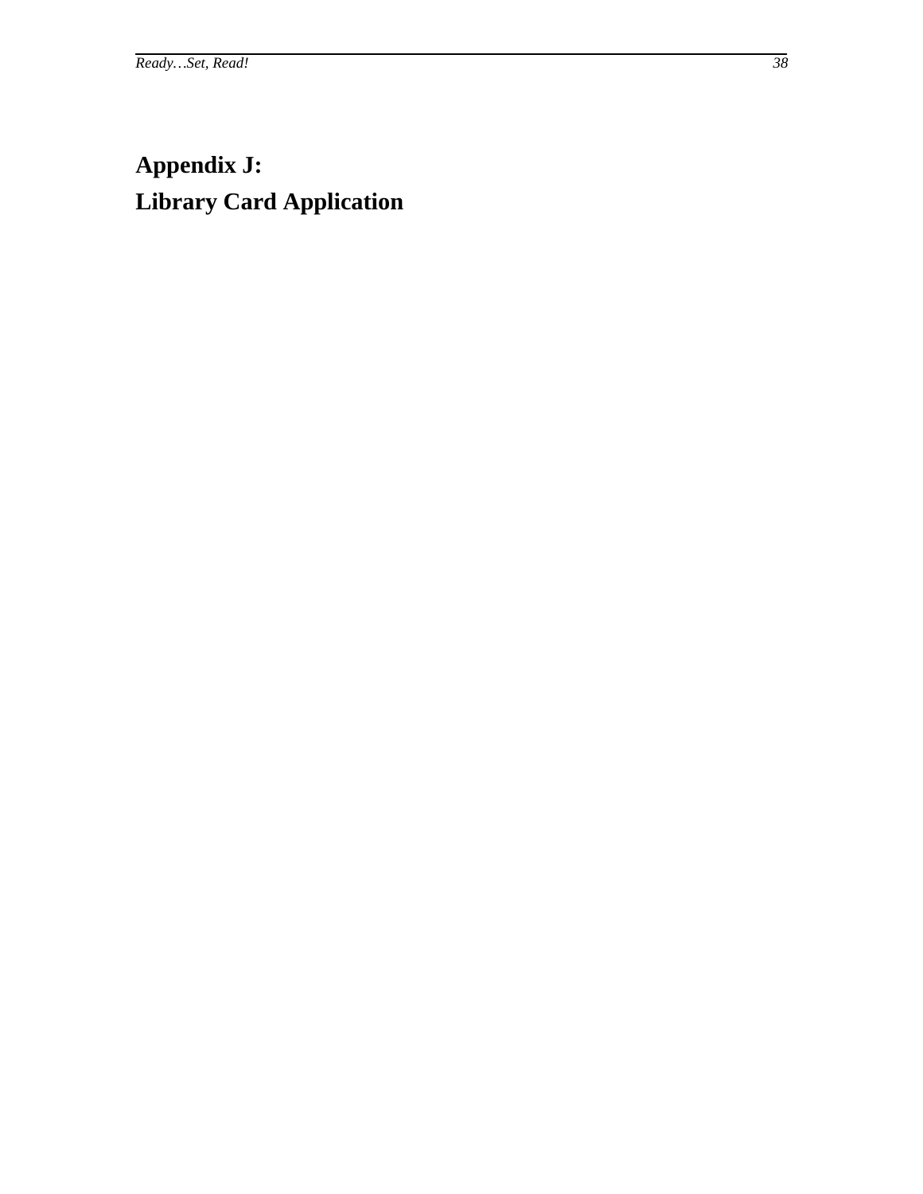# Appendix J:
# Library Card Application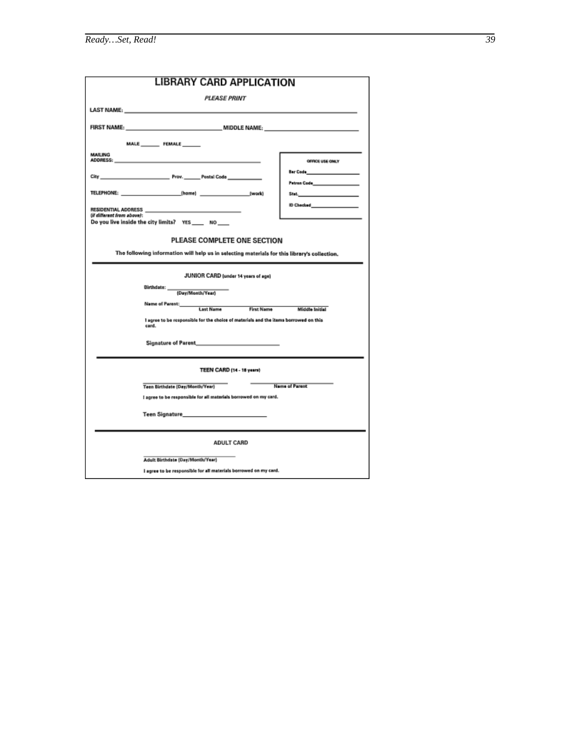# LIBRARY CARD APPLICATION

*PLEASE PRINT*

LAST NAME: ______________________________________________

FIRST NAME: ____________________ MIDDLE NAME: ____________________

MALE ______ FEMALE ______

MAILING ADDRESS: ______________________________________

City ____________________ Prov. ______ Postal Code __________

TELEPHONE: __________________(home) ________________(work)

RESIDENTIAL ADDRESS
*(if different from above)*: ______________________________

Do you live inside the city limits? YES ____ NO ____

| OFFICE USE ONLY |
| --- |
| Bar Code________________ |
| Patron Code______________ |
| Stat.____________________ |
| ID Checked_______________ |

## PLEASE COMPLETE ONE SECTION

The following information will help us in selecting materials for this library's collection.

---

### JUNIOR CARD (under 14 years of age)

Birthdate: ____________________
(Day/Month/Year)

Name of Parent: ____________________________________________
Last Name First Name Middle Initial

I agree to be responsible for the choice of materials and the items borrowed on this card.

Signature of Parent________________________

---

### TEEN CARD (14 - 18 years)

____________________ ____________________
Teen Birthdate (Day/Month/Year) Name of Parent

I agree to be responsible for all materials borrowed on my card.

Teen Signature________________________

---

### ADULT CARD

____________________
Adult Birthdate (Day/Month/Year)

I agree to be responsible for all materials borrowed on my card.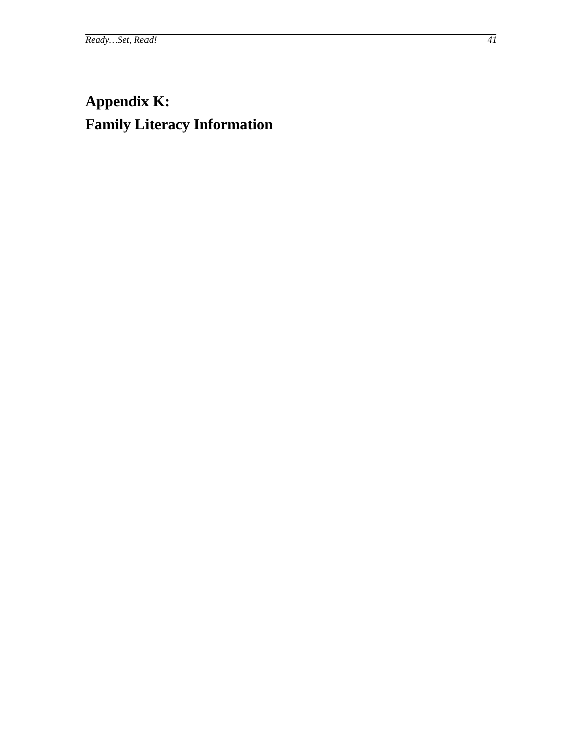# Appendix K:
# Family Literacy Information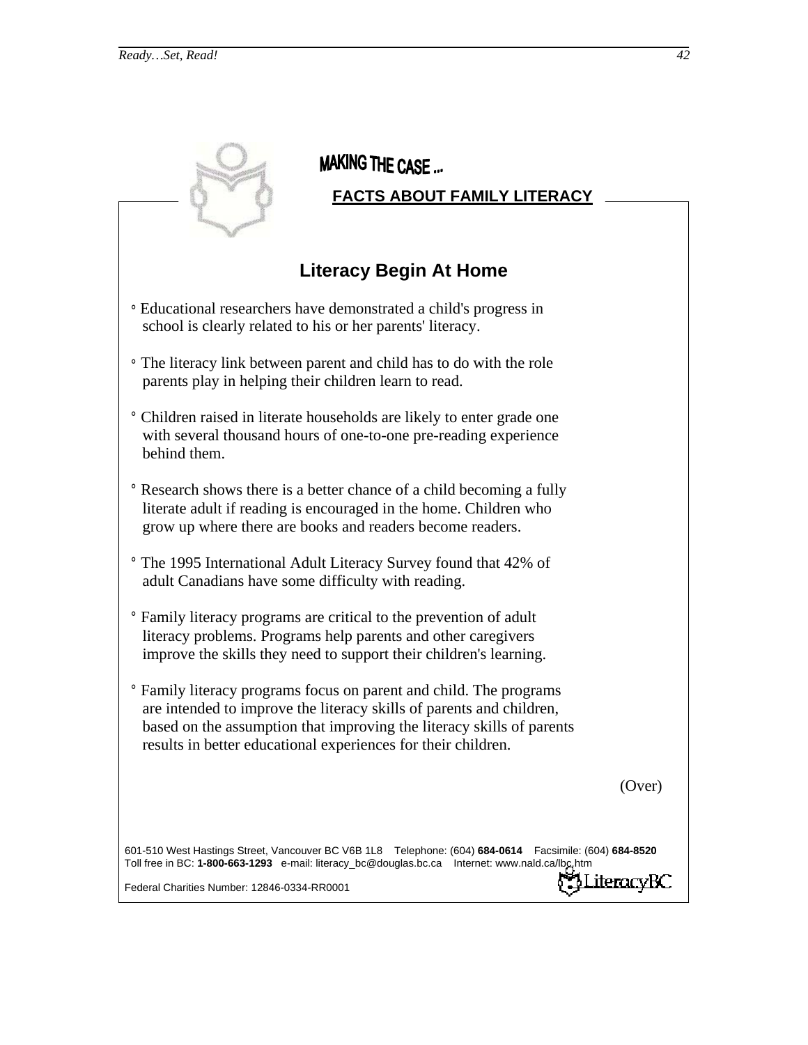# MAKING THE CASE ...

## FACTS ABOUT FAMILY LITERACY

### Literacy Begin At Home

- Educational researchers have demonstrated a child's progress in school is clearly related to his or her parents' literacy.
- The literacy link between parent and child has to do with the role parents play in helping their children learn to read.
- Children raised in literate households are likely to enter grade one with several thousand hours of one-to-one pre-reading experience behind them.
- Research shows there is a better chance of a child becoming a fully literate adult if reading is encouraged in the home. Children who grow up where there are books and readers become readers.
- The 1995 International Adult Literacy Survey found that 42% of adult Canadians have some difficulty with reading.
- Family literacy programs are critical to the prevention of adult literacy problems. Programs help parents and other caregivers improve the skills they need to support their children's learning.
- Family literacy programs focus on parent and child. The programs are intended to improve the literacy skills of parents and children, based on the assumption that improving the literacy skills of parents results in better educational experiences for their children.

(Over)

601-510 West Hastings Street, Vancouver BC V6B 1L8 Telephone: (604) **684-0614** Facsimile: (604) **684-8520**
Toll free in BC: **1-800-663-1293** e-mail: literacy_bc@douglas.bc.ca Internet: www.nald.ca/lbc.htm

Federal Charities Number: 12846-0334-RR0001

LiteracyBC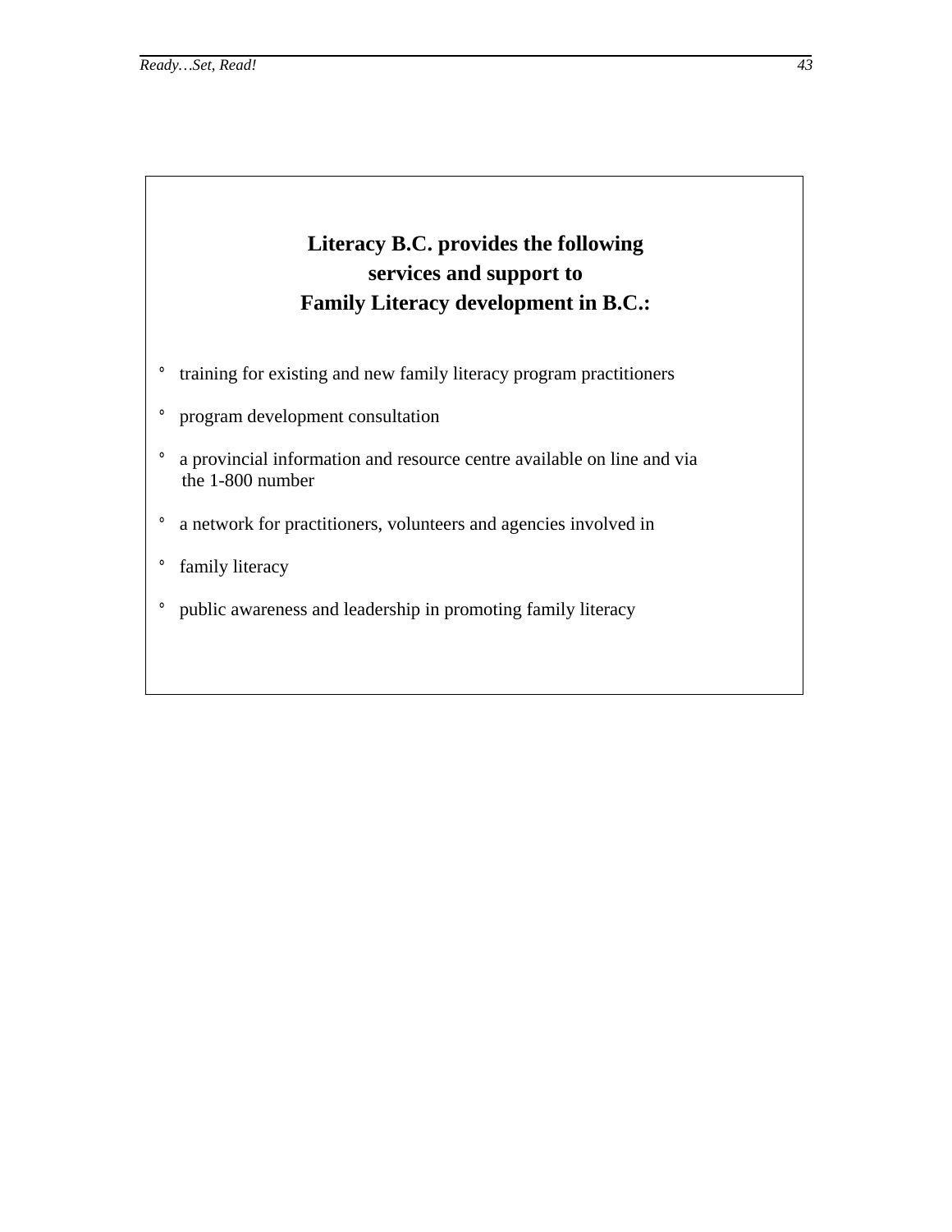**Literacy B.C. provides the following services and support to Family Literacy development in B.C.:**

- training for existing and new family literacy program practitioners
- program development consultation
- a provincial information and resource centre available on line and via the 1-800 number
- a network for practitioners, volunteers and agencies involved in
- family literacy
- public awareness and leadership in promoting family literacy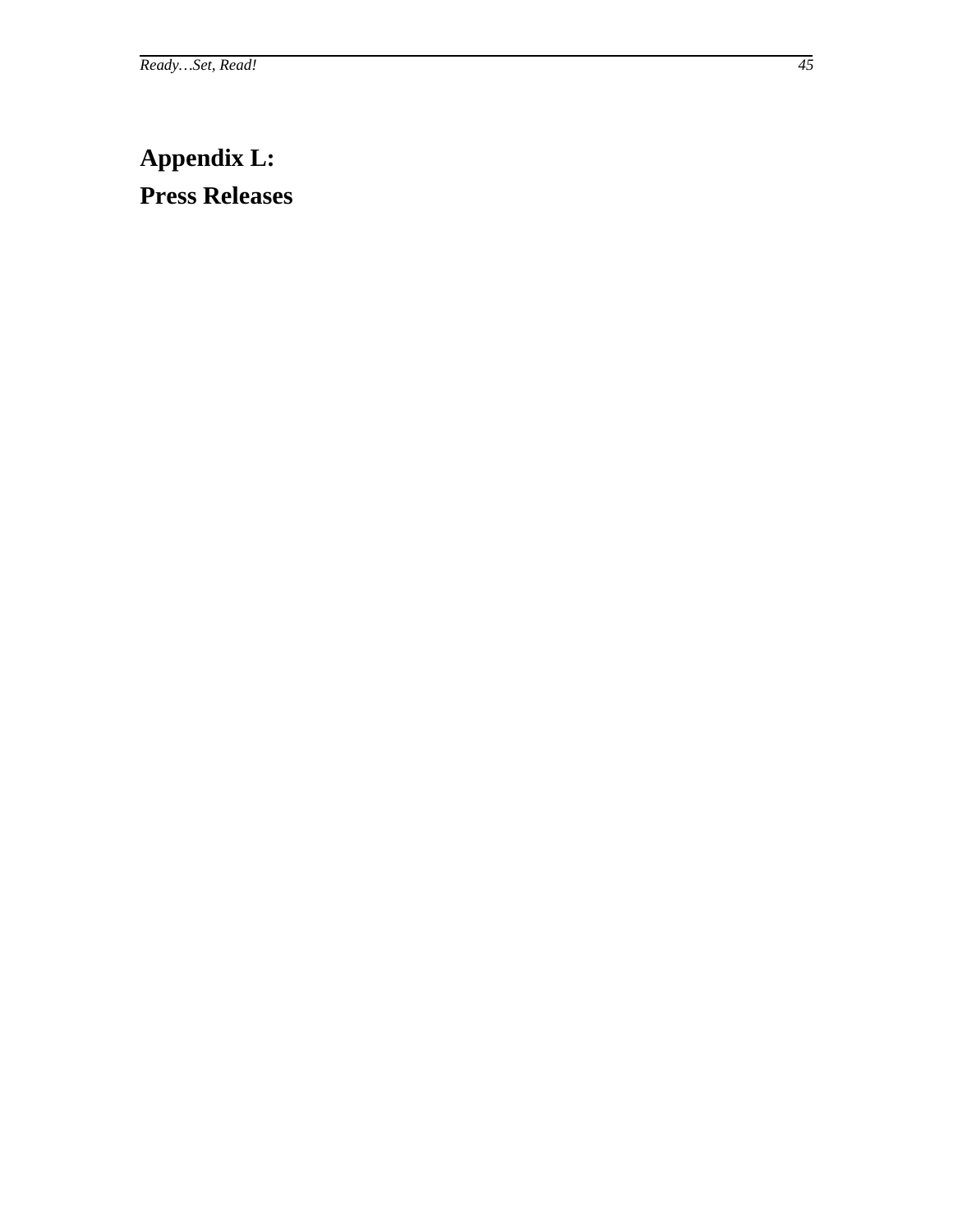# Appendix L:

# Press Releases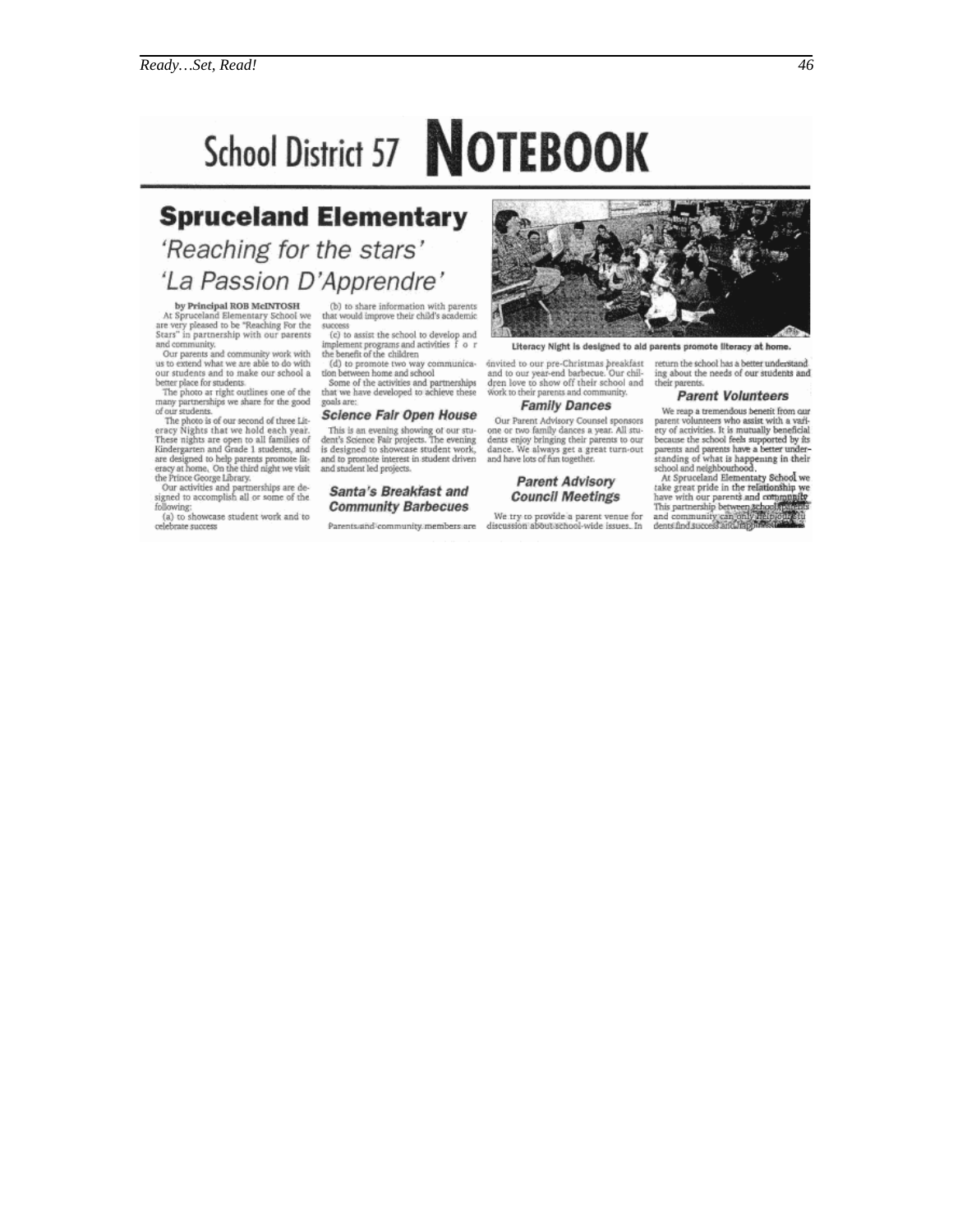# School District 57 NOTEBOOK

## Spruceland Elementary

### 'Reaching for the stars'

### 'La Passion D'Apprendre'

**by Principal ROB McINTOSH**

At Spruceland Elementary School we are very pleased to be "Reaching For the Stars" in partnership with our parents and community.

Our parents and community work with us to extend what we are able to do with our students and to make our school a better place for students.

The photo at right outlines one of the many partnerships we share for the good of our students.

The photo is of our second of three Literacy Nights that we hold each year. These nights are open to all families of Kindergarten and Grade 1 students, and are designed to help parents promote literacy at home. On the third night we visit the Prince George Library.

Our activities and partnerships are designed to accomplish all or some of the following:

(a) to showcase student work and to celebrate success

(b) to share information with parents that would improve their child's academic success

(c) to assist the school to develop and implement programs and activities for the benefit of the children

(d) to promote two way communication between home and school

Some of the activities and partnerships that we have developed to achieve these goals are:

#### Science Fair Open House

This is an evening showing of our student's Science Fair projects. The evening is designed to showcase student work, and to promote interest in student driven and student led projects.

#### Santa's Breakfast and Community Barbecues

Parents and community members are invited to our pre-Christmas breakfast and to our year-end barbecue. Our children love to show off their school and work to their parents and community.

#### Family Dances

Our Parent Advisory Counsel sponsors one or two family dances a year. All students enjoy bringing their parents to our dance. We always get a great turn-out and have lots of fun together.

#### Parent Advisory Council Meetings

We try to provide a parent venue for discussion about school-wide issues. In return the school has a better understanding about the needs of our students and their parents.

#### Parent Volunteers

We reap a tremendous benefit from our parent volunteers who assist with a variety of activities. It is mutually beneficial because the school feels supported by its parents and parents have a better understanding of what is happening in their school and neighbourhood.

At Spruceland Elementary School we take great pride in the relationship we have with our parents and community. This partnership between school, parents and community can only help our students find success and happiness.

Literacy Night is designed to aid parents promote literacy at home.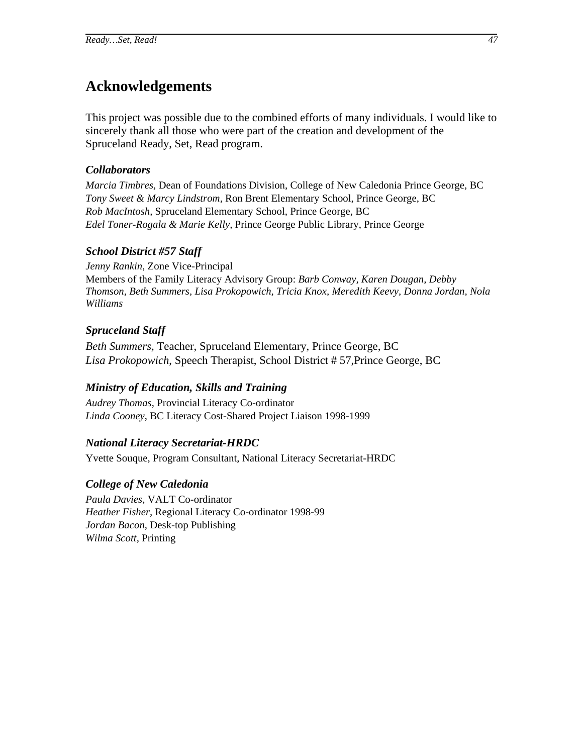## Acknowledgements

This project was possible due to the combined efforts of many individuals. I would like to sincerely thank all those who were part of the creation and development of the Spruceland Ready, Set, Read program.

### *Collaborators*

*Marcia Timbres,* Dean of Foundations Division, College of New Caledonia Prince George, BC
*Tony Sweet & Marcy Lindstrom,* Ron Brent Elementary School, Prince George, BC
*Rob MacIntosh,* Spruceland Elementary School, Prince George, BC
*Edel Toner-Rogala & Marie Kelly,* Prince George Public Library, Prince George

### *School District #57 Staff*

*Jenny Rankin*, Zone Vice-Principal
Members of the Family Literacy Advisory Group: *Barb Conway, Karen Dougan, Debby Thomson, Beth Summers, Lisa Prokopowich, Tricia Knox, Meredith Keevy, Donna Jordan, Nola Williams*

### *Spruceland Staff*

*Beth Summers,* Teacher, Spruceland Elementary, Prince George, BC
*Lisa Prokopowich*, Speech Therapist, School District # 57,Prince George, BC

### *Ministry of Education, Skills and Training*

*Audrey Thomas*, Provincial Literacy Co-ordinator
*Linda Cooney*, BC Literacy Cost-Shared Project Liaison 1998-1999

### *National Literacy Secretariat-HRDC*

Yvette Souque, Program Consultant, National Literacy Secretariat-HRDC

### *College of New Caledonia*

*Paula Davies,* VALT Co-ordinator
*Heather Fisher,* Regional Literacy Co-ordinator 1998-99
*Jordan Bacon,* Desk-top Publishing
*Wilma Scott*, Printing